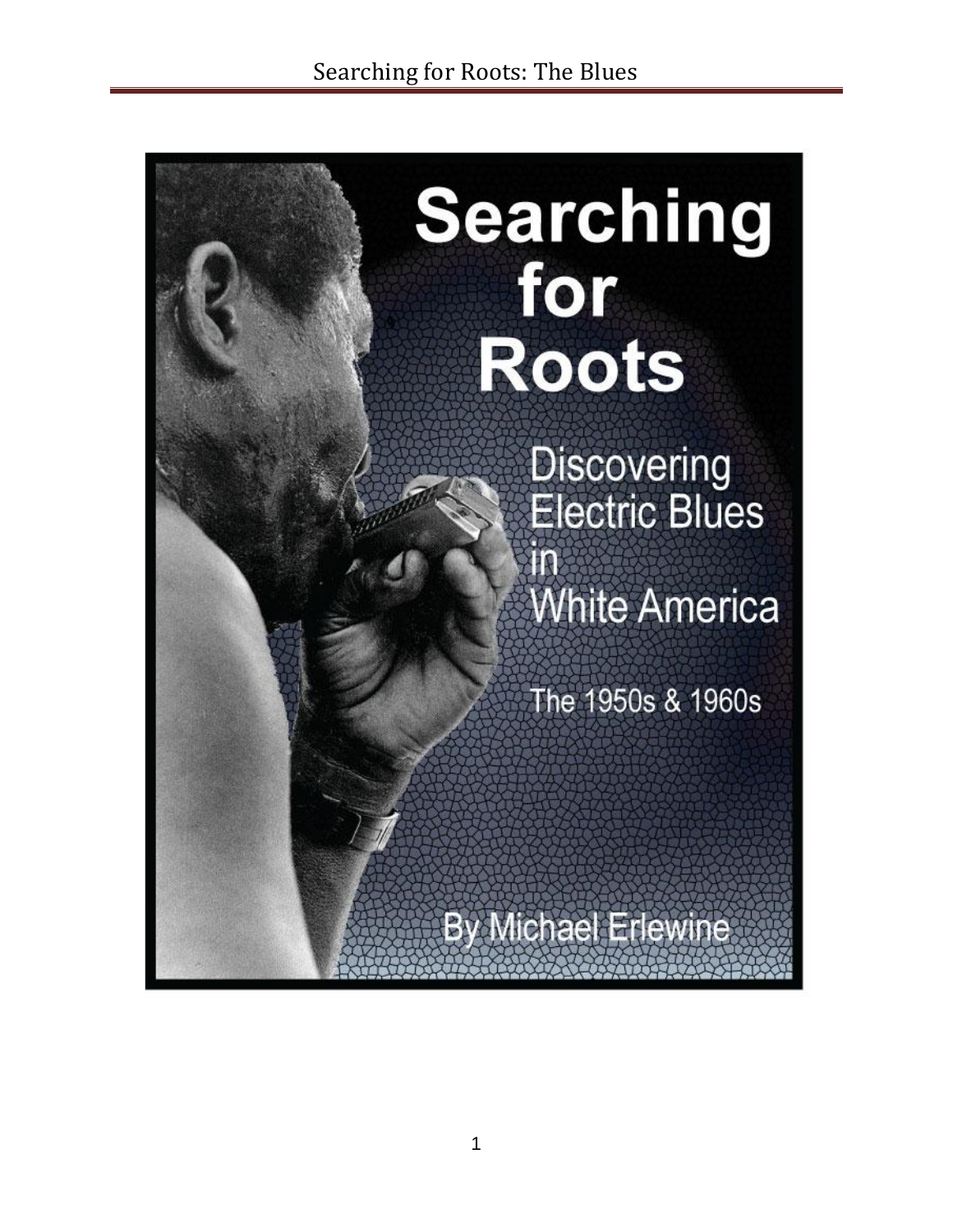# Searching for Roots

## Discovering Electric Blues in White America

### The 1950s & 1960s

By Michael Erlewine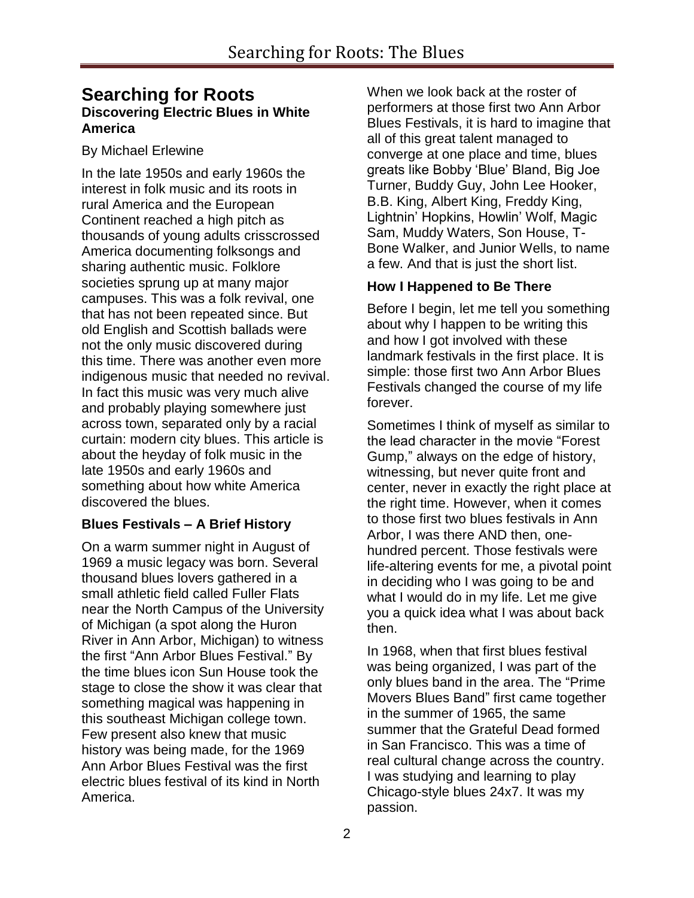# Searching for Roots

**Discovering Electric Blues in White America**

By Michael Erlewine

In the late 1950s and early 1960s the interest in folk music and its roots in rural America and the European Continent reached a high pitch as thousands of young adults crisscrossed America documenting folksongs and sharing authentic music. Folklore societies sprung up at many major campuses. This was a folk revival, one that has not been repeated since. But old English and Scottish ballads were not the only music discovered during this time. There was another even more indigenous music that needed no revival. In fact this music was very much alive and probably playing somewhere just across town, separated only by a racial curtain: modern city blues. This article is about the heyday of folk music in the late 1950s and early 1960s and something about how white America discovered the blues.

## Blues Festivals – A Brief History

On a warm summer night in August of 1969 a music legacy was born. Several thousand blues lovers gathered in a small athletic field called Fuller Flats near the North Campus of the University of Michigan (a spot along the Huron River in Ann Arbor, Michigan) to witness the first "Ann Arbor Blues Festival." By the time blues icon Sun House took the stage to close the show it was clear that something magical was happening in this southeast Michigan college town. Few present also knew that music history was being made, for the 1969 Ann Arbor Blues Festival was the first electric blues festival of its kind in North America.

When we look back at the roster of performers at those first two Ann Arbor Blues Festivals, it is hard to imagine that all of this great talent managed to converge at one place and time, blues greats like Bobby 'Blue' Bland, Big Joe Turner, Buddy Guy, John Lee Hooker, B.B. King, Albert King, Freddy King, Lightnin' Hopkins, Howlin' Wolf, Magic Sam, Muddy Waters, Son House, T-Bone Walker, and Junior Wells, to name a few. And that is just the short list.

## How I Happened to Be There

Before I begin, let me tell you something about why I happen to be writing this and how I got involved with these landmark festivals in the first place. It is simple: those first two Ann Arbor Blues Festivals changed the course of my life forever.

Sometimes I think of myself as similar to the lead character in the movie "Forest Gump," always on the edge of history, witnessing, but never quite front and center, never in exactly the right place at the right time. However, when it comes to those first two blues festivals in Ann Arbor, I was there AND then, one-hundred percent. Those festivals were life-altering events for me, a pivotal point in deciding who I was going to be and what I would do in my life. Let me give you a quick idea what I was about back then.

In 1968, when that first blues festival was being organized, I was part of the only blues band in the area. The "Prime Movers Blues Band" first came together in the summer of 1965, the same summer that the Grateful Dead formed in San Francisco. This was a time of real cultural change across the country. I was studying and learning to play Chicago-style blues 24x7. It was my passion.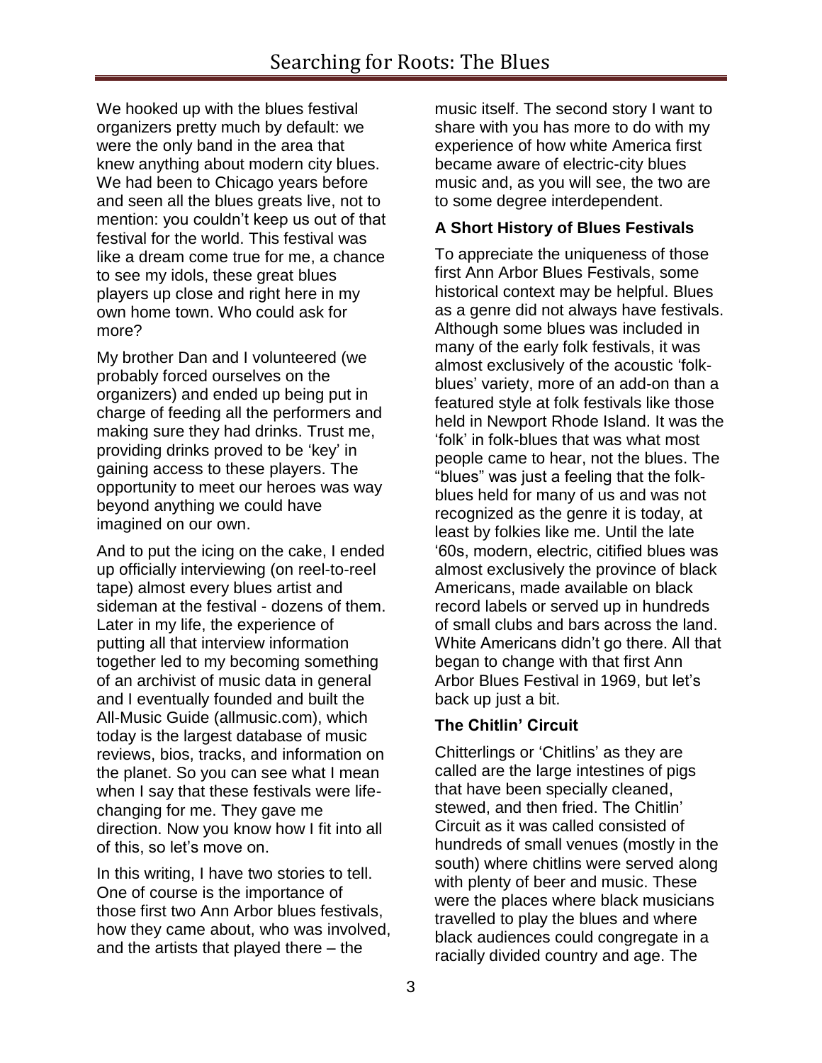We hooked up with the blues festival organizers pretty much by default: we were the only band in the area that knew anything about modern city blues. We had been to Chicago years before and seen all the blues greats live, not to mention: you couldn't keep us out of that festival for the world. This festival was like a dream come true for me, a chance to see my idols, these great blues players up close and right here in my own home town. Who could ask for more?

My brother Dan and I volunteered (we probably forced ourselves on the organizers) and ended up being put in charge of feeding all the performers and making sure they had drinks. Trust me, providing drinks proved to be 'key' in gaining access to these players. The opportunity to meet our heroes was way beyond anything we could have imagined on our own.

And to put the icing on the cake, I ended up officially interviewing (on reel-to-reel tape) almost every blues artist and sideman at the festival - dozens of them. Later in my life, the experience of putting all that interview information together led to my becoming something of an archivist of music data in general and I eventually founded and built the All-Music Guide (allmusic.com), which today is the largest database of music reviews, bios, tracks, and information on the planet. So you can see what I mean when I say that these festivals were life-changing for me. They gave me direction. Now you know how I fit into all of this, so let's move on.

In this writing, I have two stories to tell. One of course is the importance of those first two Ann Arbor blues festivals, how they came about, who was involved, and the artists that played there – the music itself. The second story I want to share with you has more to do with my experience of how white America first became aware of electric-city blues music and, as you will see, the two are to some degree interdependent.

### A Short History of Blues Festivals

To appreciate the uniqueness of those first Ann Arbor Blues Festivals, some historical context may be helpful. Blues as a genre did not always have festivals. Although some blues was included in many of the early folk festivals, it was almost exclusively of the acoustic 'folk-blues' variety, more of an add-on than a featured style at folk festivals like those held in Newport Rhode Island. It was the 'folk' in folk-blues that was what most people came to hear, not the blues. The "blues" was just a feeling that the folk-blues held for many of us and was not recognized as the genre it is today, at least by folkies like me. Until the late '60s, modern, electric, citified blues was almost exclusively the province of black Americans, made available on black record labels or served up in hundreds of small clubs and bars across the land. White Americans didn't go there. All that began to change with that first Ann Arbor Blues Festival in 1969, but let's back up just a bit.

### The Chitlin' Circuit

Chitterlings or 'Chitlins' as they are called are the large intestines of pigs that have been specially cleaned, stewed, and then fried. The Chitlin' Circuit as it was called consisted of hundreds of small venues (mostly in the south) where chitlins were served along with plenty of beer and music. These were the places where black musicians travelled to play the blues and where black audiences could congregate in a racially divided country and age. The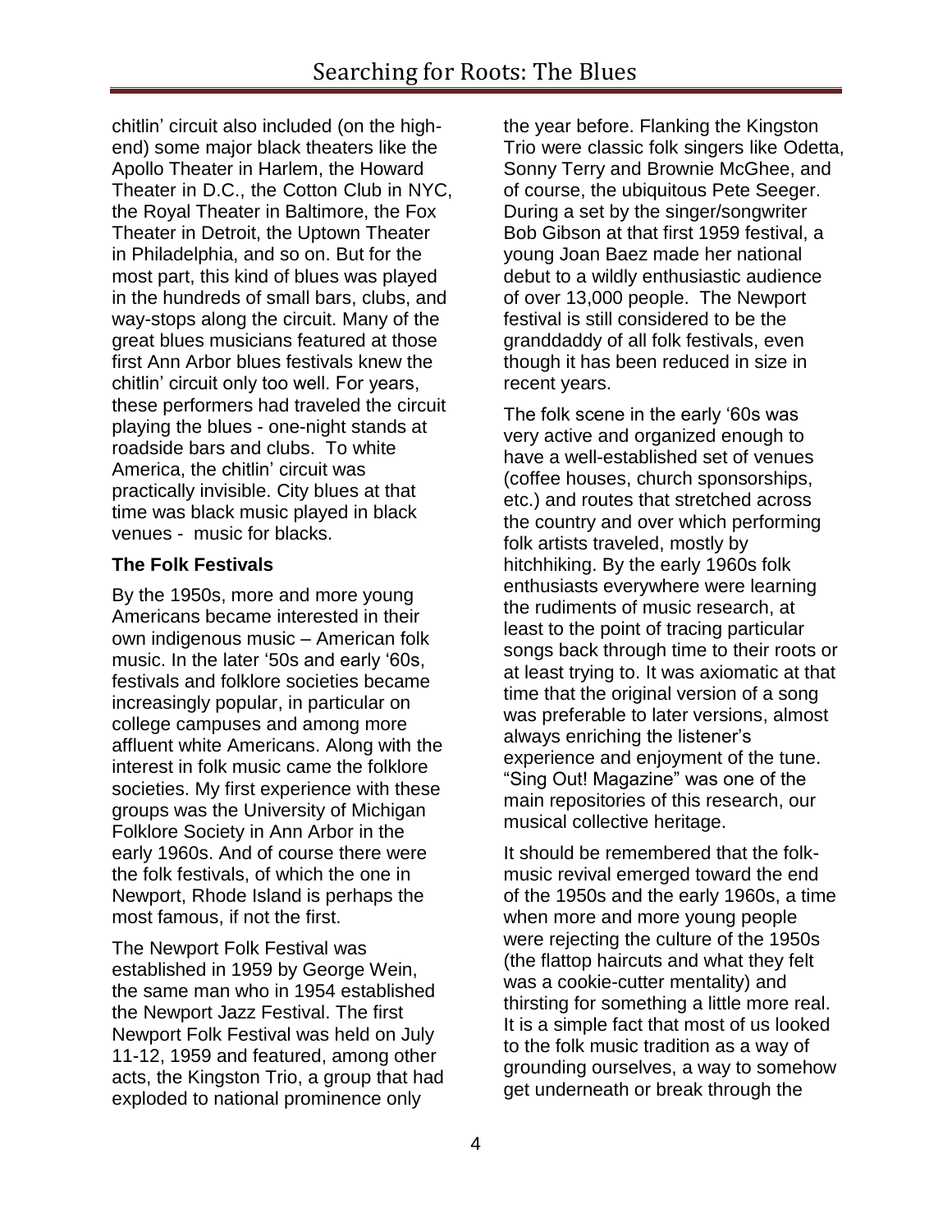chitlin' circuit also included (on the high-end) some major black theaters like the Apollo Theater in Harlem, the Howard Theater in D.C., the Cotton Club in NYC, the Royal Theater in Baltimore, the Fox Theater in Detroit, the Uptown Theater in Philadelphia, and so on. But for the most part, this kind of blues was played in the hundreds of small bars, clubs, and way-stops along the circuit. Many of the great blues musicians featured at those first Ann Arbor blues festivals knew the chitlin' circuit only too well. For years, these performers had traveled the circuit playing the blues - one-night stands at roadside bars and clubs. To white America, the chitlin' circuit was practically invisible. City blues at that time was black music played in black venues - music for blacks.

**The Folk Festivals**

By the 1950s, more and more young Americans became interested in their own indigenous music – American folk music. In the later '50s and early '60s, festivals and folklore societies became increasingly popular, in particular on college campuses and among more affluent white Americans. Along with the interest in folk music came the folklore societies. My first experience with these groups was the University of Michigan Folklore Society in Ann Arbor in the early 1960s. And of course there were the folk festivals, of which the one in Newport, Rhode Island is perhaps the most famous, if not the first.

The Newport Folk Festival was established in 1959 by George Wein, the same man who in 1954 established the Newport Jazz Festival. The first Newport Folk Festival was held on July 11-12, 1959 and featured, among other acts, the Kingston Trio, a group that had exploded to national prominence only the year before. Flanking the Kingston Trio were classic folk singers like Odetta, Sonny Terry and Brownie McGhee, and of course, the ubiquitous Pete Seeger. During a set by the singer/songwriter Bob Gibson at that first 1959 festival, a young Joan Baez made her national debut to a wildly enthusiastic audience of over 13,000 people. The Newport festival is still considered to be the granddaddy of all folk festivals, even though it has been reduced in size in recent years.

The folk scene in the early '60s was very active and organized enough to have a well-established set of venues (coffee houses, church sponsorships, etc.) and routes that stretched across the country and over which performing folk artists traveled, mostly by hitchhiking. By the early 1960s folk enthusiasts everywhere were learning the rudiments of music research, at least to the point of tracing particular songs back through time to their roots or at least trying to. It was axiomatic at that time that the original version of a song was preferable to later versions, almost always enriching the listener's experience and enjoyment of the tune. "Sing Out! Magazine" was one of the main repositories of this research, our musical collective heritage.

It should be remembered that the folk-music revival emerged toward the end of the 1950s and the early 1960s, a time when more and more young people were rejecting the culture of the 1950s (the flattop haircuts and what they felt was a cookie-cutter mentality) and thirsting for something a little more real. It is a simple fact that most of us looked to the folk music tradition as a way of grounding ourselves, a way to somehow get underneath or break through the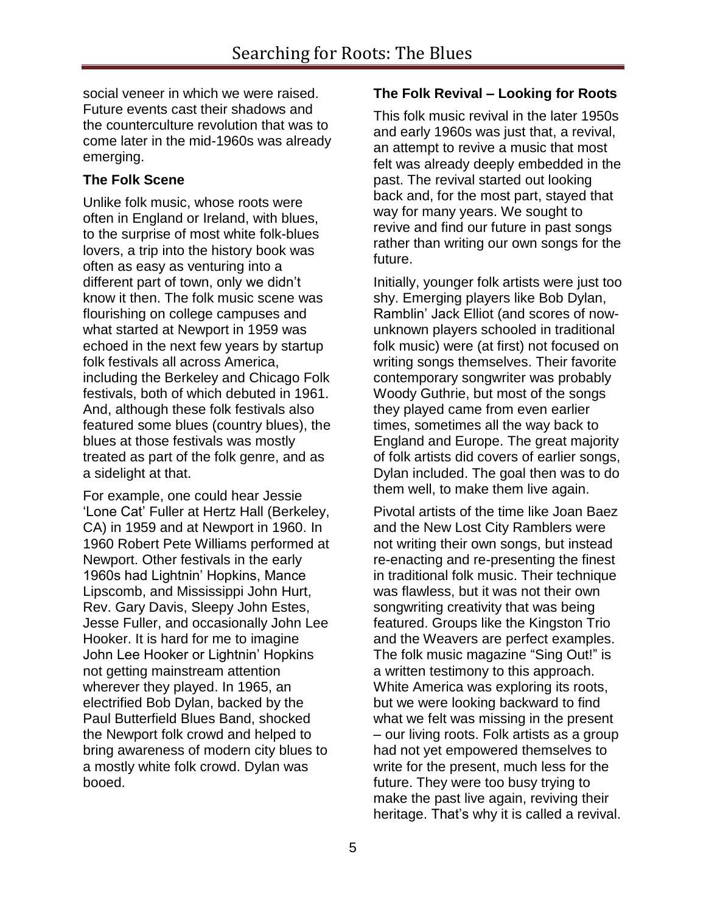social veneer in which we were raised. Future events cast their shadows and the counterculture revolution that was to come later in the mid-1960s was already emerging.

### The Folk Scene

Unlike folk music, whose roots were often in England or Ireland, with blues, to the surprise of most white folk-blues lovers, a trip into the history book was often as easy as venturing into a different part of town, only we didn't know it then. The folk music scene was flourishing on college campuses and what started at Newport in 1959 was echoed in the next few years by startup folk festivals all across America, including the Berkeley and Chicago Folk festivals, both of which debuted in 1961. And, although these folk festivals also featured some blues (country blues), the blues at those festivals was mostly treated as part of the folk genre, and as a sidelight at that.

For example, one could hear Jessie 'Lone Cat' Fuller at Hertz Hall (Berkeley, CA) in 1959 and at Newport in 1960. In 1960 Robert Pete Williams performed at Newport. Other festivals in the early 1960s had Lightnin' Hopkins, Mance Lipscomb, and Mississippi John Hurt, Rev. Gary Davis, Sleepy John Estes, Jesse Fuller, and occasionally John Lee Hooker. It is hard for me to imagine John Lee Hooker or Lightnin' Hopkins not getting mainstream attention wherever they played. In 1965, an electrified Bob Dylan, backed by the Paul Butterfield Blues Band, shocked the Newport folk crowd and helped to bring awareness of modern city blues to a mostly white folk crowd. Dylan was booed.

### The Folk Revival – Looking for Roots

This folk music revival in the later 1950s and early 1960s was just that, a revival, an attempt to revive a music that most felt was already deeply embedded in the past. The revival started out looking back and, for the most part, stayed that way for many years. We sought to revive and find our future in past songs rather than writing our own songs for the future.

Initially, younger folk artists were just too shy. Emerging players like Bob Dylan, Ramblin' Jack Elliot (and scores of now-unknown players schooled in traditional folk music) were (at first) not focused on writing songs themselves. Their favorite contemporary songwriter was probably Woody Guthrie, but most of the songs they played came from even earlier times, sometimes all the way back to England and Europe. The great majority of folk artists did covers of earlier songs, Dylan included. The goal then was to do them well, to make them live again.

Pivotal artists of the time like Joan Baez and the New Lost City Ramblers were not writing their own songs, but instead re-enacting and re-presenting the finest in traditional folk music. Their technique was flawless, but it was not their own songwriting creativity that was being featured. Groups like the Kingston Trio and the Weavers are perfect examples. The folk music magazine "Sing Out!" is a written testimony to this approach. White America was exploring its roots, but we were looking backward to find what we felt was missing in the present – our living roots. Folk artists as a group had not yet empowered themselves to write for the present, much less for the future. They were too busy trying to make the past live again, reviving their heritage. That's why it is called a revival.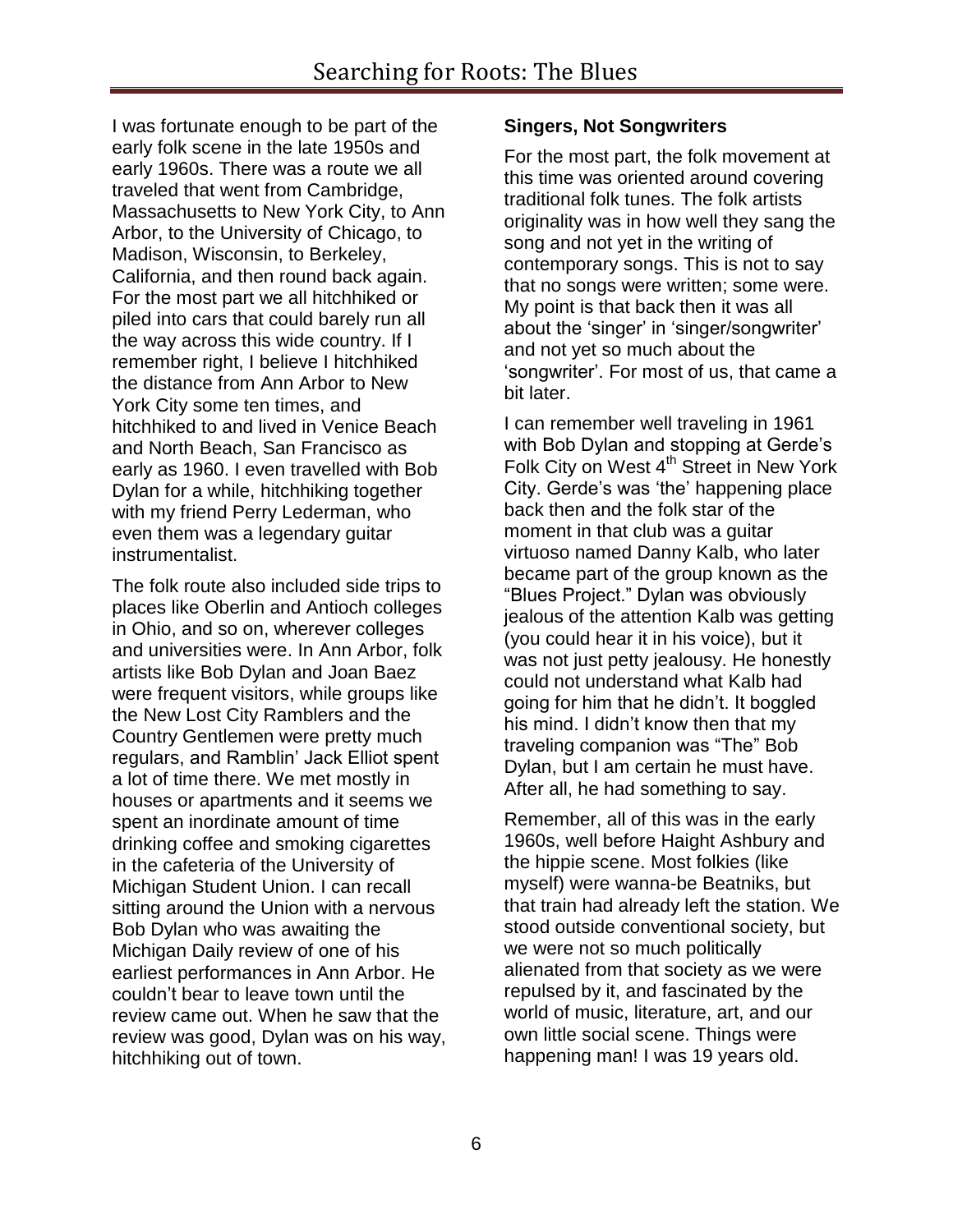I was fortunate enough to be part of the early folk scene in the late 1950s and early 1960s. There was a route we all traveled that went from Cambridge, Massachusetts to New York City, to Ann Arbor, to the University of Chicago, to Madison, Wisconsin, to Berkeley, California, and then round back again. For the most part we all hitchhiked or piled into cars that could barely run all the way across this wide country. If I remember right, I believe I hitchhiked the distance from Ann Arbor to New York City some ten times, and hitchhiked to and lived in Venice Beach and North Beach, San Francisco as early as 1960. I even travelled with Bob Dylan for a while, hitchhiking together with my friend Perry Lederman, who even them was a legendary guitar instrumentalist.

The folk route also included side trips to places like Oberlin and Antioch colleges in Ohio, and so on, wherever colleges and universities were. In Ann Arbor, folk artists like Bob Dylan and Joan Baez were frequent visitors, while groups like the New Lost City Ramblers and the Country Gentlemen were pretty much regulars, and Ramblin' Jack Elliot spent a lot of time there. We met mostly in houses or apartments and it seems we spent an inordinate amount of time drinking coffee and smoking cigarettes in the cafeteria of the University of Michigan Student Union. I can recall sitting around the Union with a nervous Bob Dylan who was awaiting the Michigan Daily review of one of his earliest performances in Ann Arbor. He couldn't bear to leave town until the review came out. When he saw that the review was good, Dylan was on his way, hitchhiking out of town.

### Singers, Not Songwriters

For the most part, the folk movement at this time was oriented around covering traditional folk tunes. The folk artists originality was in how well they sang the song and not yet in the writing of contemporary songs. This is not to say that no songs were written; some were. My point is that back then it was all about the 'singer' in 'singer/songwriter' and not yet so much about the 'songwriter'. For most of us, that came a bit later.

I can remember well traveling in 1961 with Bob Dylan and stopping at Gerde's Folk City on West 4th Street in New York City. Gerde's was 'the' happening place back then and the folk star of the moment in that club was a guitar virtuoso named Danny Kalb, who later became part of the group known as the "Blues Project." Dylan was obviously jealous of the attention Kalb was getting (you could hear it in his voice), but it was not just petty jealousy. He honestly could not understand what Kalb had going for him that he didn't. It boggled his mind. I didn't know then that my traveling companion was "The" Bob Dylan, but I am certain he must have. After all, he had something to say.

Remember, all of this was in the early 1960s, well before Haight Ashbury and the hippie scene. Most folkies (like myself) were wanna-be Beatniks, but that train had already left the station. We stood outside conventional society, but we were not so much politically alienated from that society as we were repulsed by it, and fascinated by the world of music, literature, art, and our own little social scene. Things were happening man! I was 19 years old.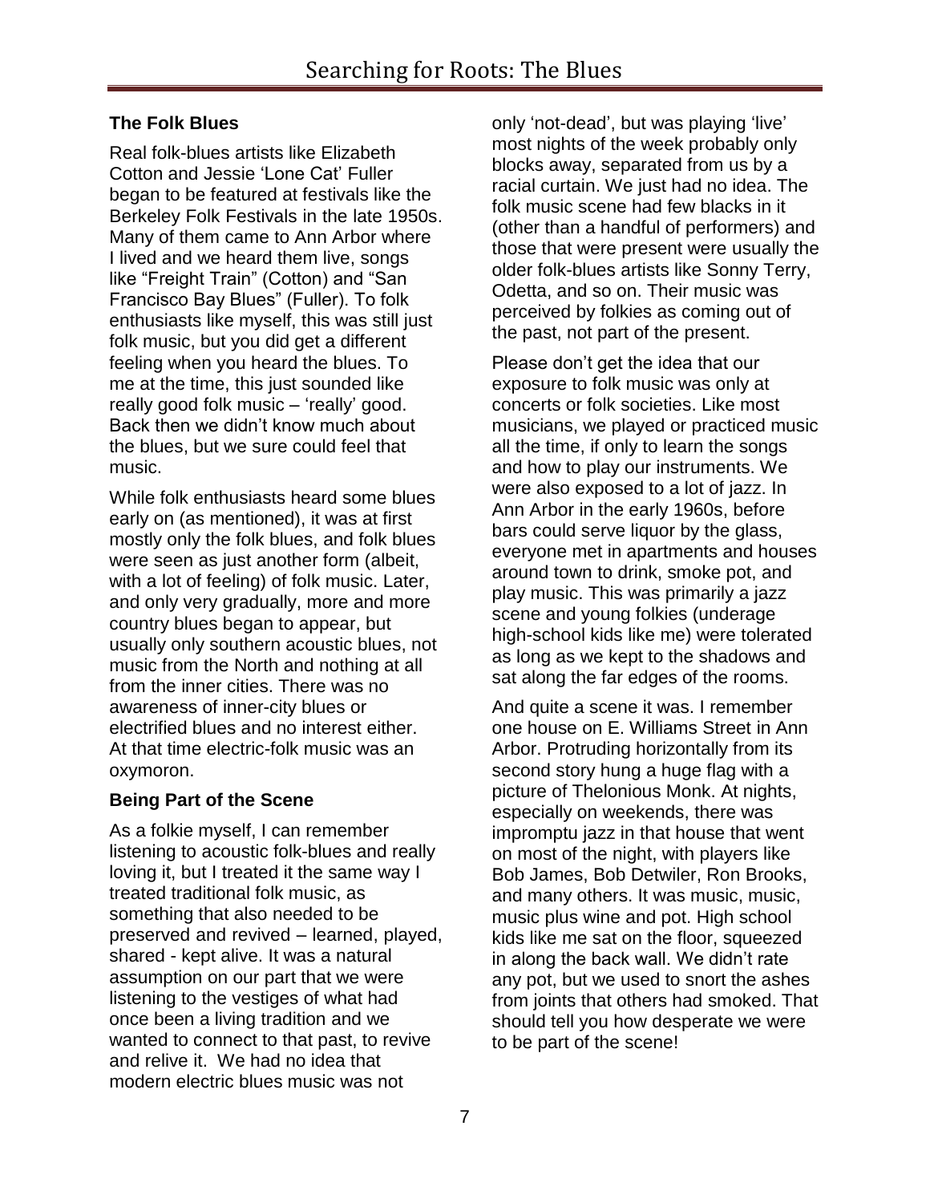### The Folk Blues

Real folk-blues artists like Elizabeth Cotton and Jessie 'Lone Cat' Fuller began to be featured at festivals like the Berkeley Folk Festivals in the late 1950s. Many of them came to Ann Arbor where I lived and we heard them live, songs like "Freight Train" (Cotton) and "San Francisco Bay Blues" (Fuller). To folk enthusiasts like myself, this was still just folk music, but you did get a different feeling when you heard the blues. To me at the time, this just sounded like really good folk music – 'really' good. Back then we didn't know much about the blues, but we sure could feel that music.

While folk enthusiasts heard some blues early on (as mentioned), it was at first mostly only the folk blues, and folk blues were seen as just another form (albeit, with a lot of feeling) of folk music. Later, and only very gradually, more and more country blues began to appear, but usually only southern acoustic blues, not music from the North and nothing at all from the inner cities. There was no awareness of inner-city blues or electrified blues and no interest either. At that time electric-folk music was an oxymoron.

### Being Part of the Scene

As a folkie myself, I can remember listening to acoustic folk-blues and really loving it, but I treated it the same way I treated traditional folk music, as something that also needed to be preserved and revived – learned, played, shared - kept alive. It was a natural assumption on our part that we were listening to the vestiges of what had once been a living tradition and we wanted to connect to that past, to revive and relive it. We had no idea that modern electric blues music was not only 'not-dead', but was playing 'live' most nights of the week probably only blocks away, separated from us by a racial curtain. We just had no idea. The folk music scene had few blacks in it (other than a handful of performers) and those that were present were usually the older folk-blues artists like Sonny Terry, Odetta, and so on. Their music was perceived by folkies as coming out of the past, not part of the present.

Please don't get the idea that our exposure to folk music was only at concerts or folk societies. Like most musicians, we played or practiced music all the time, if only to learn the songs and how to play our instruments. We were also exposed to a lot of jazz. In Ann Arbor in the early 1960s, before bars could serve liquor by the glass, everyone met in apartments and houses around town to drink, smoke pot, and play music. This was primarily a jazz scene and young folkies (underage high-school kids like me) were tolerated as long as we kept to the shadows and sat along the far edges of the rooms.

And quite a scene it was. I remember one house on E. Williams Street in Ann Arbor. Protruding horizontally from its second story hung a huge flag with a picture of Thelonious Monk. At nights, especially on weekends, there was impromptu jazz in that house that went on most of the night, with players like Bob James, Bob Detwiler, Ron Brooks, and many others. It was music, music, music plus wine and pot. High school kids like me sat on the floor, squeezed in along the back wall. We didn't rate any pot, but we used to snort the ashes from joints that others had smoked. That should tell you how desperate we were to be part of the scene!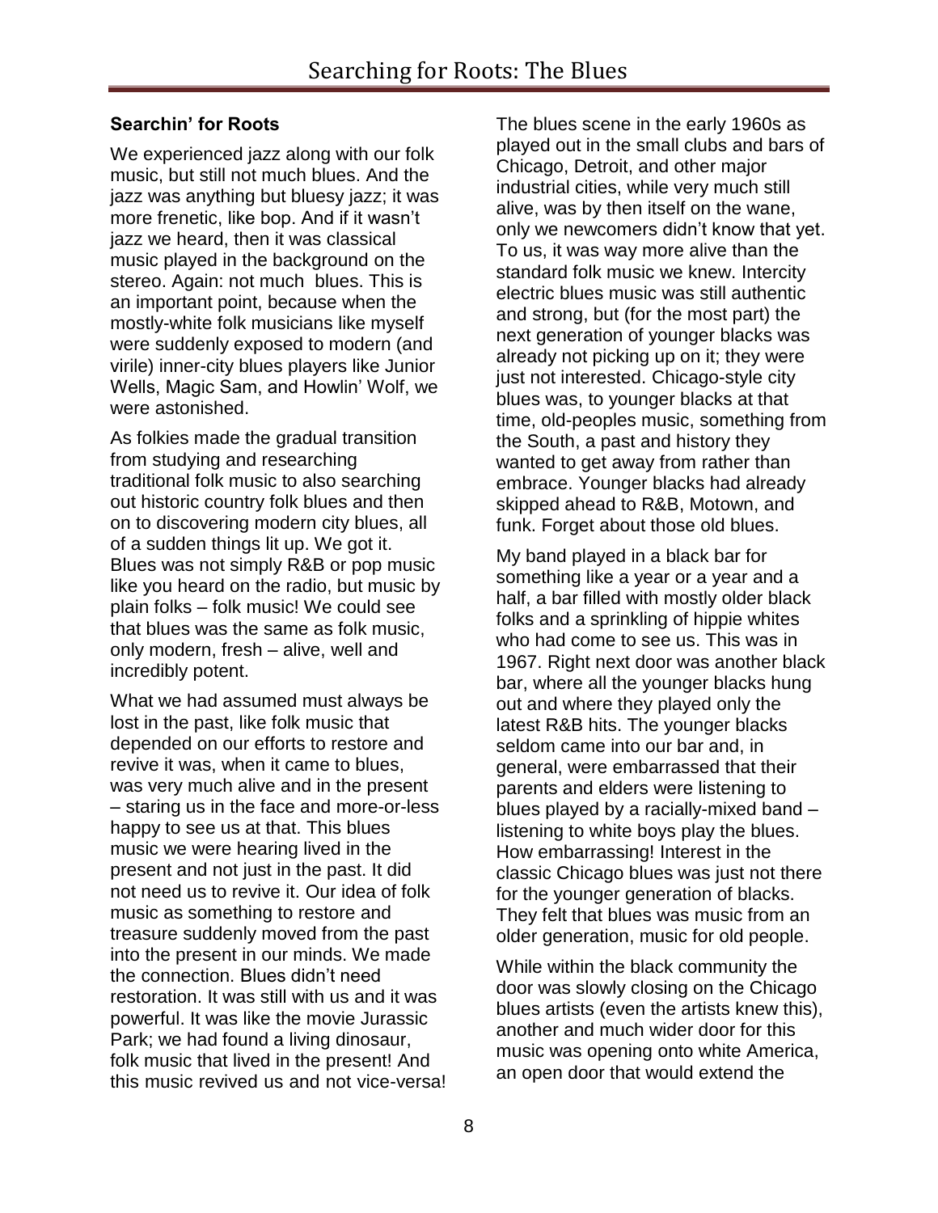## Searchin' for Roots

We experienced jazz along with our folk music, but still not much blues. And the jazz was anything but bluesy jazz; it was more frenetic, like bop. And if it wasn't jazz we heard, then it was classical music played in the background on the stereo. Again: not much blues. This is an important point, because when the mostly-white folk musicians like myself were suddenly exposed to modern (and virile) inner-city blues players like Junior Wells, Magic Sam, and Howlin' Wolf, we were astonished.

As folkies made the gradual transition from studying and researching traditional folk music to also searching out historic country folk blues and then on to discovering modern city blues, all of a sudden things lit up. We got it. Blues was not simply R&B or pop music like you heard on the radio, but music by plain folks – folk music! We could see that blues was the same as folk music, only modern, fresh – alive, well and incredibly potent.

What we had assumed must always be lost in the past, like folk music that depended on our efforts to restore and revive it was, when it came to blues, was very much alive and in the present – staring us in the face and more-or-less happy to see us at that. This blues music we were hearing lived in the present and not just in the past. It did not need us to revive it. Our idea of folk music as something to restore and treasure suddenly moved from the past into the present in our minds. We made the connection. Blues didn't need restoration. It was still with us and it was powerful. It was like the movie Jurassic Park; we had found a living dinosaur, folk music that lived in the present! And this music revived us and not vice-versa!

The blues scene in the early 1960s as played out in the small clubs and bars of Chicago, Detroit, and other major industrial cities, while very much still alive, was by then itself on the wane, only we newcomers didn't know that yet. To us, it was way more alive than the standard folk music we knew. Intercity electric blues music was still authentic and strong, but (for the most part) the next generation of younger blacks was already not picking up on it; they were just not interested. Chicago-style city blues was, to younger blacks at that time, old-peoples music, something from the South, a past and history they wanted to get away from rather than embrace. Younger blacks had already skipped ahead to R&B, Motown, and funk. Forget about those old blues.

My band played in a black bar for something like a year or a year and a half, a bar filled with mostly older black folks and a sprinkling of hippie whites who had come to see us. This was in 1967. Right next door was another black bar, where all the younger blacks hung out and where they played only the latest R&B hits. The younger blacks seldom came into our bar and, in general, were embarrassed that their parents and elders were listening to blues played by a racially-mixed band – listening to white boys play the blues. How embarrassing! Interest in the classic Chicago blues was just not there for the younger generation of blacks. They felt that blues was music from an older generation, music for old people.

While within the black community the door was slowly closing on the Chicago blues artists (even the artists knew this), another and much wider door for this music was opening onto white America, an open door that would extend the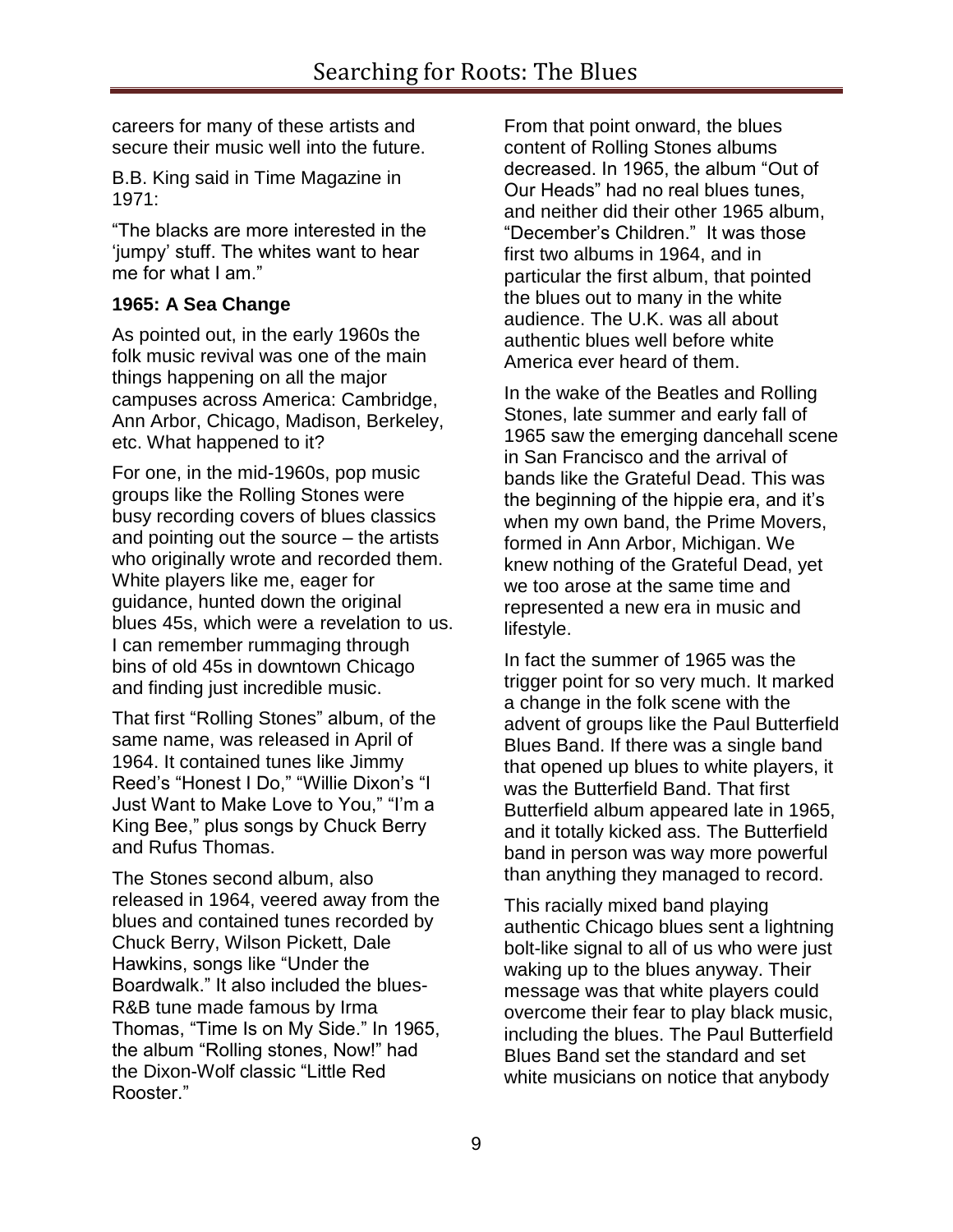careers for many of these artists and secure their music well into the future.

B.B. King said in Time Magazine in 1971:

"The blacks are more interested in the 'jumpy' stuff. The whites want to hear me for what I am."

**1965: A Sea Change**

As pointed out, in the early 1960s the folk music revival was one of the main things happening on all the major campuses across America: Cambridge, Ann Arbor, Chicago, Madison, Berkeley, etc. What happened to it?

For one, in the mid-1960s, pop music groups like the Rolling Stones were busy recording covers of blues classics and pointing out the source – the artists who originally wrote and recorded them. White players like me, eager for guidance, hunted down the original blues 45s, which were a revelation to us. I can remember rummaging through bins of old 45s in downtown Chicago and finding just incredible music.

That first "Rolling Stones" album, of the same name, was released in April of 1964. It contained tunes like Jimmy Reed's "Honest I Do," "Willie Dixon's "I Just Want to Make Love to You," "I'm a King Bee," plus songs by Chuck Berry and Rufus Thomas.

The Stones second album, also released in 1964, veered away from the blues and contained tunes recorded by Chuck Berry, Wilson Pickett, Dale Hawkins, songs like "Under the Boardwalk." It also included the blues-R&B tune made famous by Irma Thomas, "Time Is on My Side." In 1965, the album "Rolling stones, Now!" had the Dixon-Wolf classic "Little Red Rooster."

From that point onward, the blues content of Rolling Stones albums decreased. In 1965, the album "Out of Our Heads" had no real blues tunes, and neither did their other 1965 album, "December's Children." It was those first two albums in 1964, and in particular the first album, that pointed the blues out to many in the white audience. The U.K. was all about authentic blues well before white America ever heard of them.

In the wake of the Beatles and Rolling Stones, late summer and early fall of 1965 saw the emerging dancehall scene in San Francisco and the arrival of bands like the Grateful Dead. This was the beginning of the hippie era, and it's when my own band, the Prime Movers, formed in Ann Arbor, Michigan. We knew nothing of the Grateful Dead, yet we too arose at the same time and represented a new era in music and lifestyle.

In fact the summer of 1965 was the trigger point for so very much. It marked a change in the folk scene with the advent of groups like the Paul Butterfield Blues Band. If there was a single band that opened up blues to white players, it was the Butterfield Band. That first Butterfield album appeared late in 1965, and it totally kicked ass. The Butterfield band in person was way more powerful than anything they managed to record.

This racially mixed band playing authentic Chicago blues sent a lightning bolt-like signal to all of us who were just waking up to the blues anyway. Their message was that white players could overcome their fear to play black music, including the blues. The Paul Butterfield Blues Band set the standard and set white musicians on notice that anybody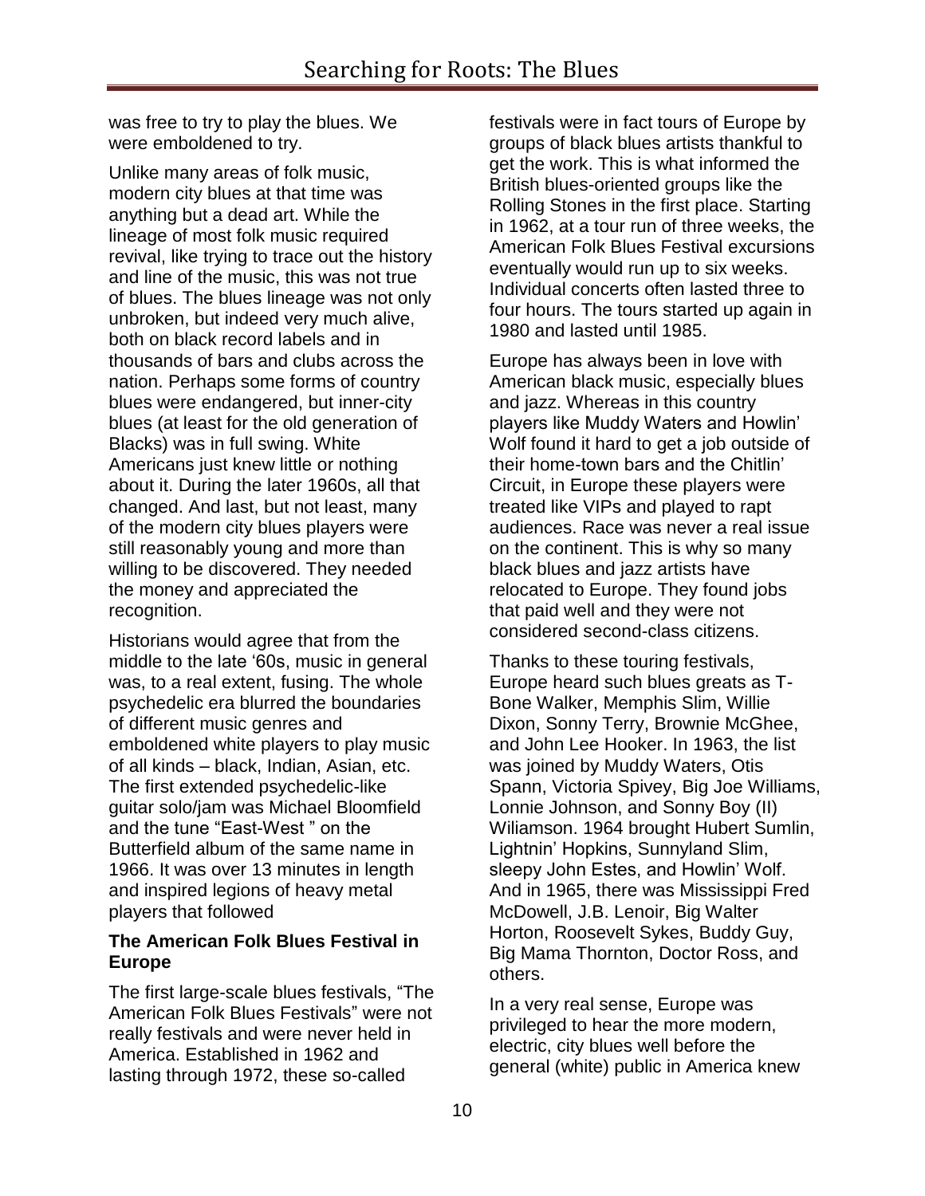was free to try to play the blues. We were emboldened to try.

Unlike many areas of folk music, modern city blues at that time was anything but a dead art. While the lineage of most folk music required revival, like trying to trace out the history and line of the music, this was not true of blues. The blues lineage was not only unbroken, but indeed very much alive, both on black record labels and in thousands of bars and clubs across the nation. Perhaps some forms of country blues were endangered, but inner-city blues (at least for the old generation of Blacks) was in full swing. White Americans just knew little or nothing about it. During the later 1960s, all that changed. And last, but not least, many of the modern city blues players were still reasonably young and more than willing to be discovered. They needed the money and appreciated the recognition.

Historians would agree that from the middle to the late '60s, music in general was, to a real extent, fusing. The whole psychedelic era blurred the boundaries of different music genres and emboldened white players to play music of all kinds – black, Indian, Asian, etc. The first extended psychedelic-like guitar solo/jam was Michael Bloomfield and the tune "East-West " on the Butterfield album of the same name in 1966. It was over 13 minutes in length and inspired legions of heavy metal players that followed

### The American Folk Blues Festival in Europe

The first large-scale blues festivals, "The American Folk Blues Festivals" were not really festivals and were never held in America. Established in 1962 and lasting through 1972, these so-called festivals were in fact tours of Europe by groups of black blues artists thankful to get the work. This is what informed the British blues-oriented groups like the Rolling Stones in the first place. Starting in 1962, at a tour run of three weeks, the American Folk Blues Festival excursions eventually would run up to six weeks. Individual concerts often lasted three to four hours. The tours started up again in 1980 and lasted until 1985.

Europe has always been in love with American black music, especially blues and jazz. Whereas in this country players like Muddy Waters and Howlin' Wolf found it hard to get a job outside of their home-town bars and the Chitlin' Circuit, in Europe these players were treated like VIPs and played to rapt audiences. Race was never a real issue on the continent. This is why so many black blues and jazz artists have relocated to Europe. They found jobs that paid well and they were not considered second-class citizens.

Thanks to these touring festivals, Europe heard such blues greats as T-Bone Walker, Memphis Slim, Willie Dixon, Sonny Terry, Brownie McGhee, and John Lee Hooker. In 1963, the list was joined by Muddy Waters, Otis Spann, Victoria Spivey, Big Joe Williams, Lonnie Johnson, and Sonny Boy (II) Wiliamson. 1964 brought Hubert Sumlin, Lightnin' Hopkins, Sunnyland Slim, sleepy John Estes, and Howlin' Wolf. And in 1965, there was Mississippi Fred McDowell, J.B. Lenoir, Big Walter Horton, Roosevelt Sykes, Buddy Guy, Big Mama Thornton, Doctor Ross, and others.

In a very real sense, Europe was privileged to hear the more modern, electric, city blues well before the general (white) public in America knew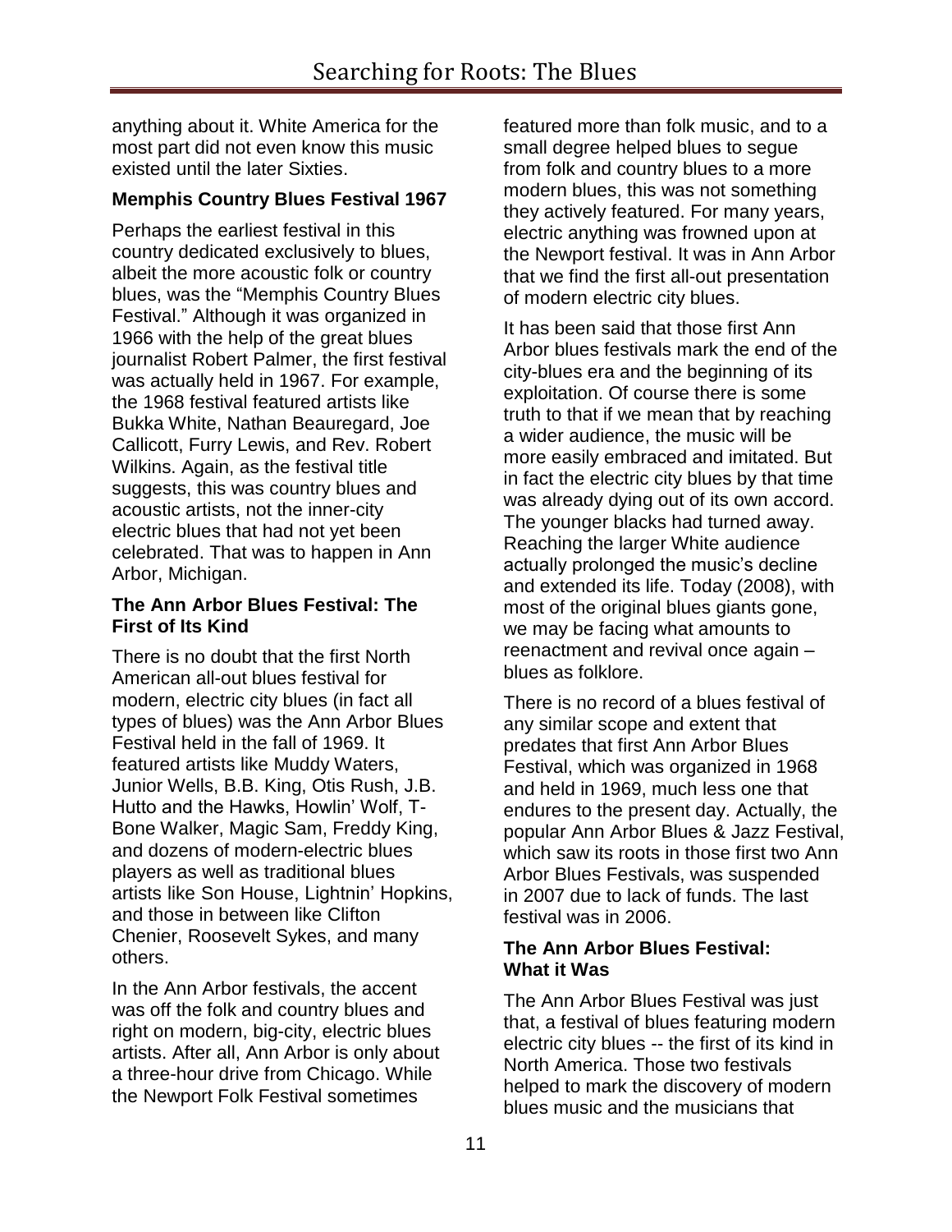anything about it. White America for the most part did not even know this music existed until the later Sixties.

### Memphis Country Blues Festival 1967

Perhaps the earliest festival in this country dedicated exclusively to blues, albeit the more acoustic folk or country blues, was the "Memphis Country Blues Festival." Although it was organized in 1966 with the help of the great blues journalist Robert Palmer, the first festival was actually held in 1967. For example, the 1968 festival featured artists like Bukka White, Nathan Beauregard, Joe Callicott, Furry Lewis, and Rev. Robert Wilkins. Again, as the festival title suggests, this was country blues and acoustic artists, not the inner-city electric blues that had not yet been celebrated. That was to happen in Ann Arbor, Michigan.

### The Ann Arbor Blues Festival: The First of Its Kind

There is no doubt that the first North American all-out blues festival for modern, electric city blues (in fact all types of blues) was the Ann Arbor Blues Festival held in the fall of 1969. It featured artists like Muddy Waters, Junior Wells, B.B. King, Otis Rush, J.B. Hutto and the Hawks, Howlin' Wolf, T-Bone Walker, Magic Sam, Freddy King, and dozens of modern-electric blues players as well as traditional blues artists like Son House, Lightnin' Hopkins, and those in between like Clifton Chenier, Roosevelt Sykes, and many others.

In the Ann Arbor festivals, the accent was off the folk and country blues and right on modern, big-city, electric blues artists. After all, Ann Arbor is only about a three-hour drive from Chicago. While the Newport Folk Festival sometimes featured more than folk music, and to a small degree helped blues to segue from folk and country blues to a more modern blues, this was not something they actively featured. For many years, electric anything was frowned upon at the Newport festival. It was in Ann Arbor that we find the first all-out presentation of modern electric city blues.

It has been said that those first Ann Arbor blues festivals mark the end of the city-blues era and the beginning of its exploitation. Of course there is some truth to that if we mean that by reaching a wider audience, the music will be more easily embraced and imitated. But in fact the electric city blues by that time was already dying out of its own accord. The younger blacks had turned away. Reaching the larger White audience actually prolonged the music's decline and extended its life. Today (2008), with most of the original blues giants gone, we may be facing what amounts to reenactment and revival once again – blues as folklore.

There is no record of a blues festival of any similar scope and extent that predates that first Ann Arbor Blues Festival, which was organized in 1968 and held in 1969, much less one that endures to the present day. Actually, the popular Ann Arbor Blues & Jazz Festival, which saw its roots in those first two Ann Arbor Blues Festivals, was suspended in 2007 due to lack of funds. The last festival was in 2006.

### The Ann Arbor Blues Festival: What it Was

The Ann Arbor Blues Festival was just that, a festival of blues featuring modern electric city blues -- the first of its kind in North America. Those two festivals helped to mark the discovery of modern blues music and the musicians that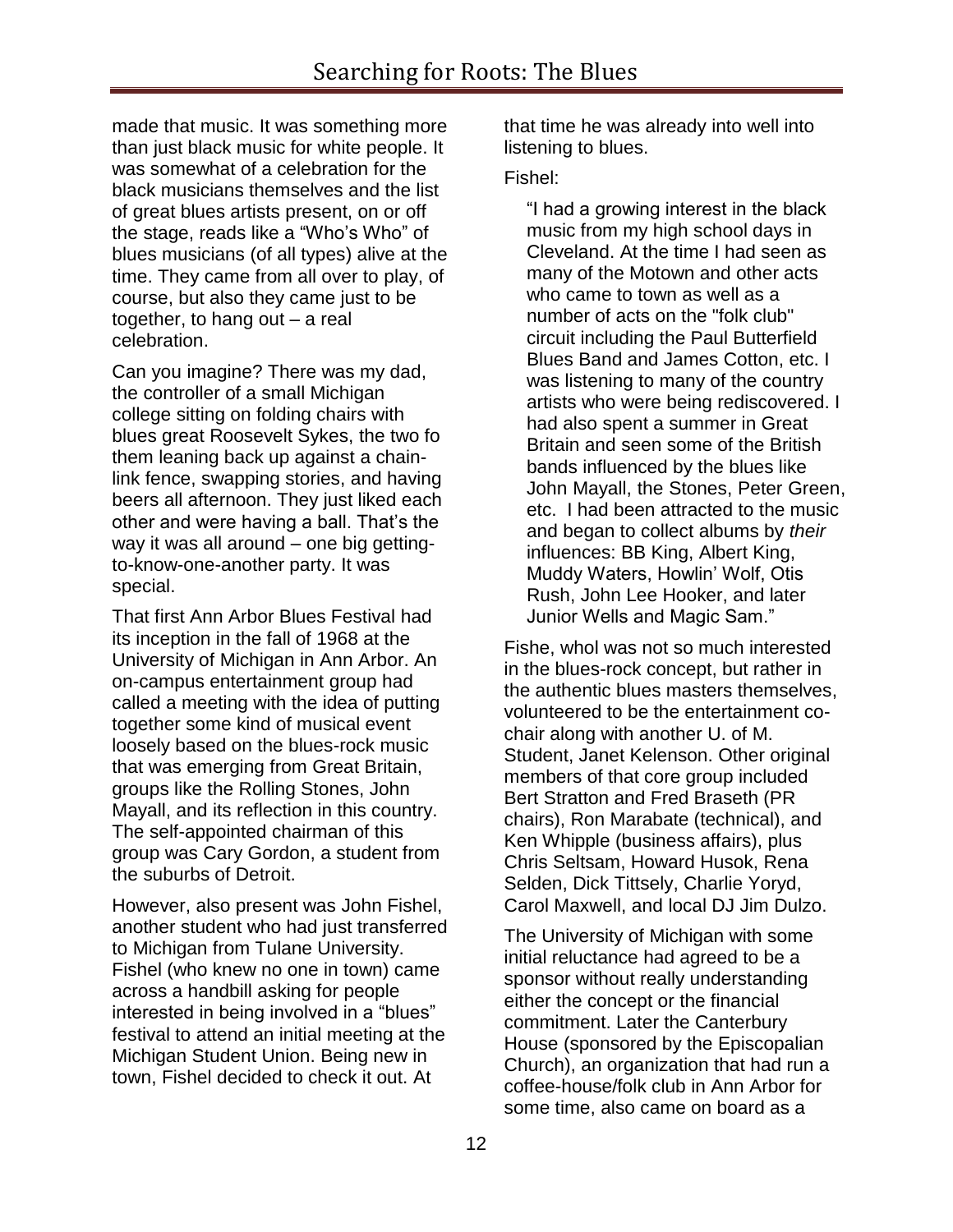made that music. It was something more than just black music for white people. It was somewhat of a celebration for the black musicians themselves and the list of great blues artists present, on or off the stage, reads like a "Who's Who" of blues musicians (of all types) alive at the time. They came from all over to play, of course, but also they came just to be together, to hang out – a real celebration.

Can you imagine? There was my dad, the controller of a small Michigan college sitting on folding chairs with blues great Roosevelt Sykes, the two fo them leaning back up against a chain-link fence, swapping stories, and having beers all afternoon. They just liked each other and were having a ball. That's the way it was all around – one big getting-to-know-one-another party. It was special.

That first Ann Arbor Blues Festival had its inception in the fall of 1968 at the University of Michigan in Ann Arbor. An on-campus entertainment group had called a meeting with the idea of putting together some kind of musical event loosely based on the blues-rock music that was emerging from Great Britain, groups like the Rolling Stones, John Mayall, and its reflection in this country. The self-appointed chairman of this group was Cary Gordon, a student from the suburbs of Detroit.

However, also present was John Fishel, another student who had just transferred to Michigan from Tulane University. Fishel (who knew no one in town) came across a handbill asking for people interested in being involved in a "blues" festival to attend an initial meeting at the Michigan Student Union. Being new in town, Fishel decided to check it out. At that time he was already into well into listening to blues.

Fishel:

> "I had a growing interest in the black music from my high school days in Cleveland. At the time I had seen as many of the Motown and other acts who came to town as well as a number of acts on the "folk club" circuit including the Paul Butterfield Blues Band and James Cotton, etc. I was listening to many of the country artists who were being rediscovered. I had also spent a summer in Great Britain and seen some of the British bands influenced by the blues like John Mayall, the Stones, Peter Green, etc. I had been attracted to the music and began to collect albums by *their* influences: BB King, Albert King, Muddy Waters, Howlin' Wolf, Otis Rush, John Lee Hooker, and later Junior Wells and Magic Sam."

Fishe, whol was not so much interested in the blues-rock concept, but rather in the authentic blues masters themselves, volunteered to be the entertainment co-chair along with another U. of M. Student, Janet Kelenson. Other original members of that core group included Bert Stratton and Fred Braseth (PR chairs), Ron Marabate (technical), and Ken Whipple (business affairs), plus Chris Seltsam, Howard Husok, Rena Selden, Dick Tittsely, Charlie Yoryd, Carol Maxwell, and local DJ Jim Dulzo.

The University of Michigan with some initial reluctance had agreed to be a sponsor without really understanding either the concept or the financial commitment. Later the Canterbury House (sponsored by the Episcopalian Church), an organization that had run a coffee-house/folk club in Ann Arbor for some time, also came on board as a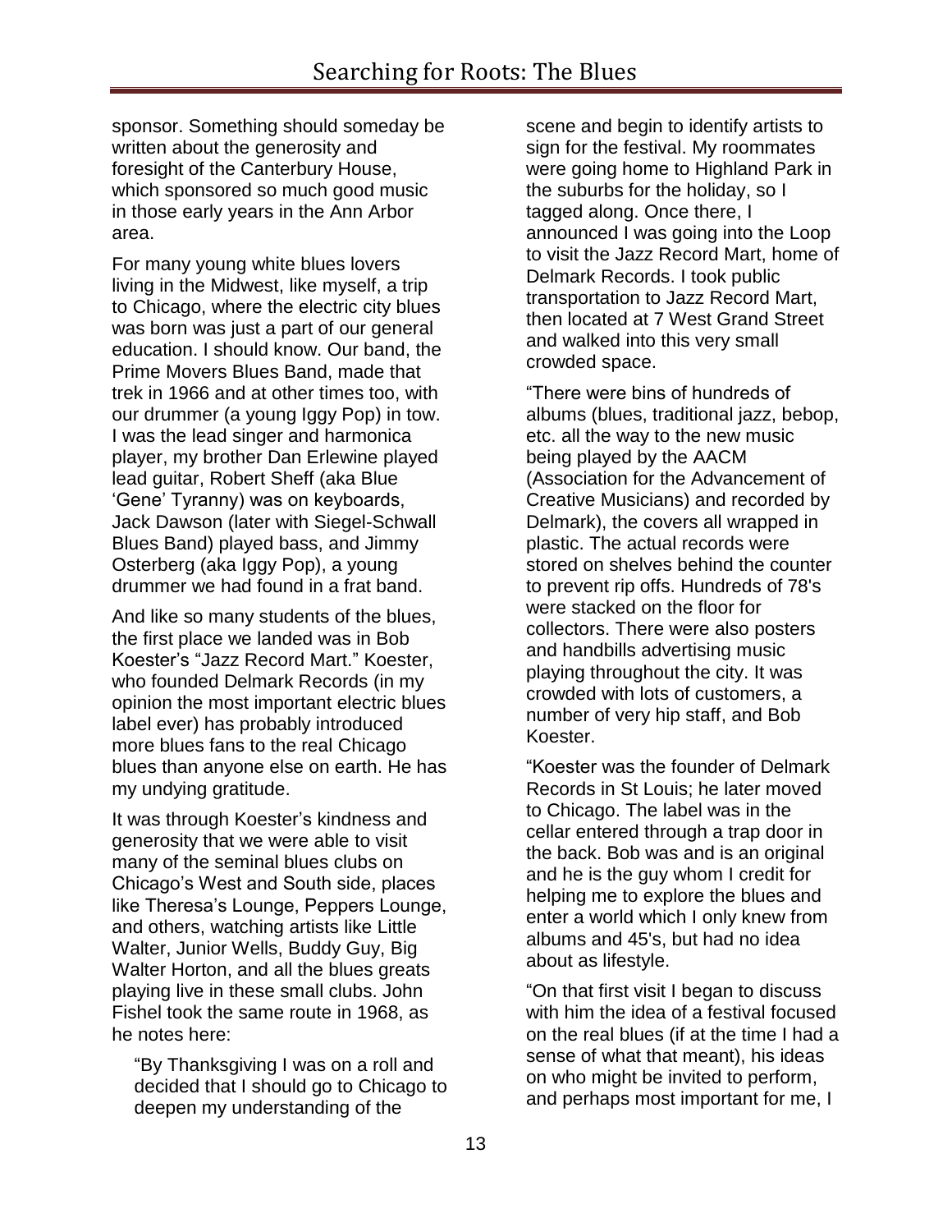sponsor. Something should someday be written about the generosity and foresight of the Canterbury House, which sponsored so much good music in those early years in the Ann Arbor area.

For many young white blues lovers living in the Midwest, like myself, a trip to Chicago, where the electric city blues was born was just a part of our general education. I should know. Our band, the Prime Movers Blues Band, made that trek in 1966 and at other times too, with our drummer (a young Iggy Pop) in tow. I was the lead singer and harmonica player, my brother Dan Erlewine played lead guitar, Robert Sheff (aka Blue 'Gene' Tyranny) was on keyboards, Jack Dawson (later with Siegel-Schwall Blues Band) played bass, and Jimmy Osterberg (aka Iggy Pop), a young drummer we had found in a frat band.

And like so many students of the blues, the first place we landed was in Bob Koester's "Jazz Record Mart." Koester, who founded Delmark Records (in my opinion the most important electric blues label ever) has probably introduced more blues fans to the real Chicago blues than anyone else on earth. He has my undying gratitude.

It was through Koester's kindness and generosity that we were able to visit many of the seminal blues clubs on Chicago's West and South side, places like Theresa's Lounge, Peppers Lounge, and others, watching artists like Little Walter, Junior Wells, Buddy Guy, Big Walter Horton, and all the blues greats playing live in these small clubs. John Fishel took the same route in 1968, as he notes here:

> "By Thanksgiving I was on a roll and decided that I should go to Chicago to deepen my understanding of the scene and begin to identify artists to sign for the festival. My roommates were going home to Highland Park in the suburbs for the holiday, so I tagged along. Once there, I announced I was going into the Loop to visit the Jazz Record Mart, home of Delmark Records. I took public transportation to Jazz Record Mart, then located at 7 West Grand Street and walked into this very small crowded space.
>
> "There were bins of hundreds of albums (blues, traditional jazz, bebop, etc. all the way to the new music being played by the AACM (Association for the Advancement of Creative Musicians) and recorded by Delmark), the covers all wrapped in plastic. The actual records were stored on shelves behind the counter to prevent rip offs. Hundreds of 78's were stacked on the floor for collectors. There were also posters and handbills advertising music playing throughout the city. It was crowded with lots of customers, a number of very hip staff, and Bob Koester.
>
> "Koester was the founder of Delmark Records in St Louis; he later moved to Chicago. The label was in the cellar entered through a trap door in the back. Bob was and is an original and he is the guy whom I credit for helping me to explore the blues and enter a world which I only knew from albums and 45's, but had no idea about as lifestyle.
>
> "On that first visit I began to discuss with him the idea of a festival focused on the real blues (if at the time I had a sense of what that meant), his ideas on who might be invited to perform, and perhaps most important for me, I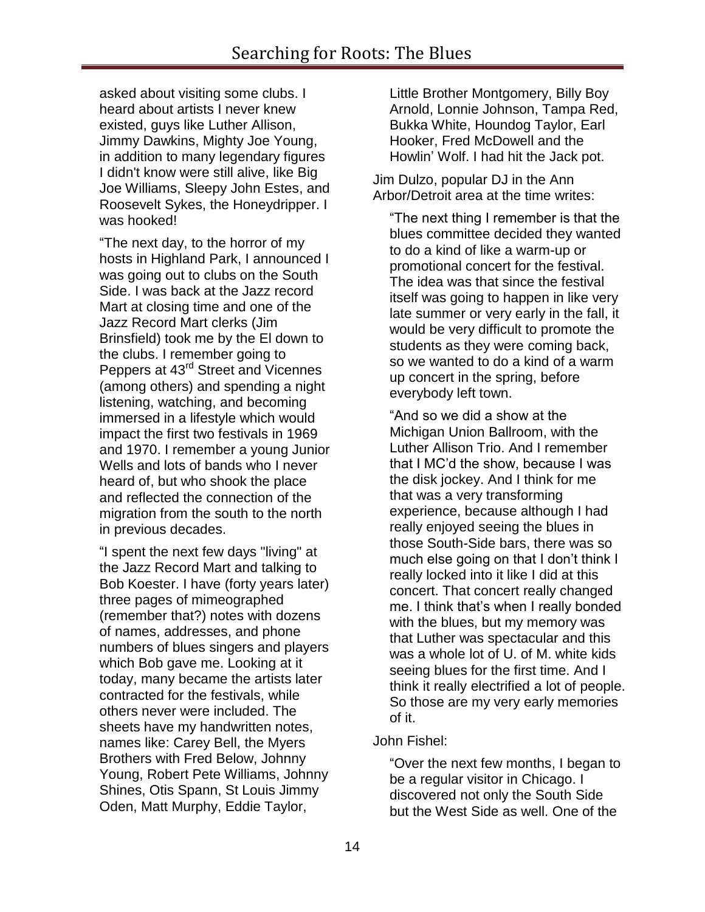asked about visiting some clubs. I heard about artists I never knew existed, guys like Luther Allison, Jimmy Dawkins, Mighty Joe Young, in addition to many legendary figures I didn't know were still alive, like Big Joe Williams, Sleepy John Estes, and Roosevelt Sykes, the Honeydripper. I was hooked!

"The next day, to the horror of my hosts in Highland Park, I announced I was going out to clubs on the South Side. I was back at the Jazz record Mart at closing time and one of the Jazz Record Mart clerks (Jim Brinsfield) took me by the El down to the clubs. I remember going to Peppers at 43rd Street and Vicennes (among others) and spending a night listening, watching, and becoming immersed in a lifestyle which would impact the first two festivals in 1969 and 1970. I remember a young Junior Wells and lots of bands who I never heard of, but who shook the place and reflected the connection of the migration from the south to the north in previous decades.

"I spent the next few days "living" at the Jazz Record Mart and talking to Bob Koester. I have (forty years later) three pages of mimeographed (remember that?) notes with dozens of names, addresses, and phone numbers of blues singers and players which Bob gave me. Looking at it today, many became the artists later contracted for the festivals, while others never were included. The sheets have my handwritten notes, names like: Carey Bell, the Myers Brothers with Fred Below, Johnny Young, Robert Pete Williams, Johnny Shines, Otis Spann, St Louis Jimmy Oden, Matt Murphy, Eddie Taylor, Little Brother Montgomery, Billy Boy Arnold, Lonnie Johnson, Tampa Red, Bukka White, Houndog Taylor, Earl Hooker, Fred McDowell and the Howlin' Wolf. I had hit the Jack pot.

Jim Dulzo, popular DJ in the Ann Arbor/Detroit area at the time writes:

> "The next thing I remember is that the blues committee decided they wanted to do a kind of like a warm-up or promotional concert for the festival. The idea was that since the festival itself was going to happen in like very late summer or very early in the fall, it would be very difficult to promote the students as they were coming back, so we wanted to do a kind of a warm up concert in the spring, before everybody left town.
>
> "And so we did a show at the Michigan Union Ballroom, with the Luther Allison Trio. And I remember that I MC'd the show, because I was the disk jockey. And I think for me that was a very transforming experience, because although I had really enjoyed seeing the blues in those South-Side bars, there was so much else going on that I don't think I really locked into it like I did at this concert. That concert really changed me. I think that's when I really bonded with the blues, but my memory was that Luther was spectacular and this was a whole lot of U. of M. white kids seeing blues for the first time. And I think it really electrified a lot of people. So those are my very early memories of it.

John Fishel:

> "Over the next few months, I began to be a regular visitor in Chicago. I discovered not only the South Side but the West Side as well. One of the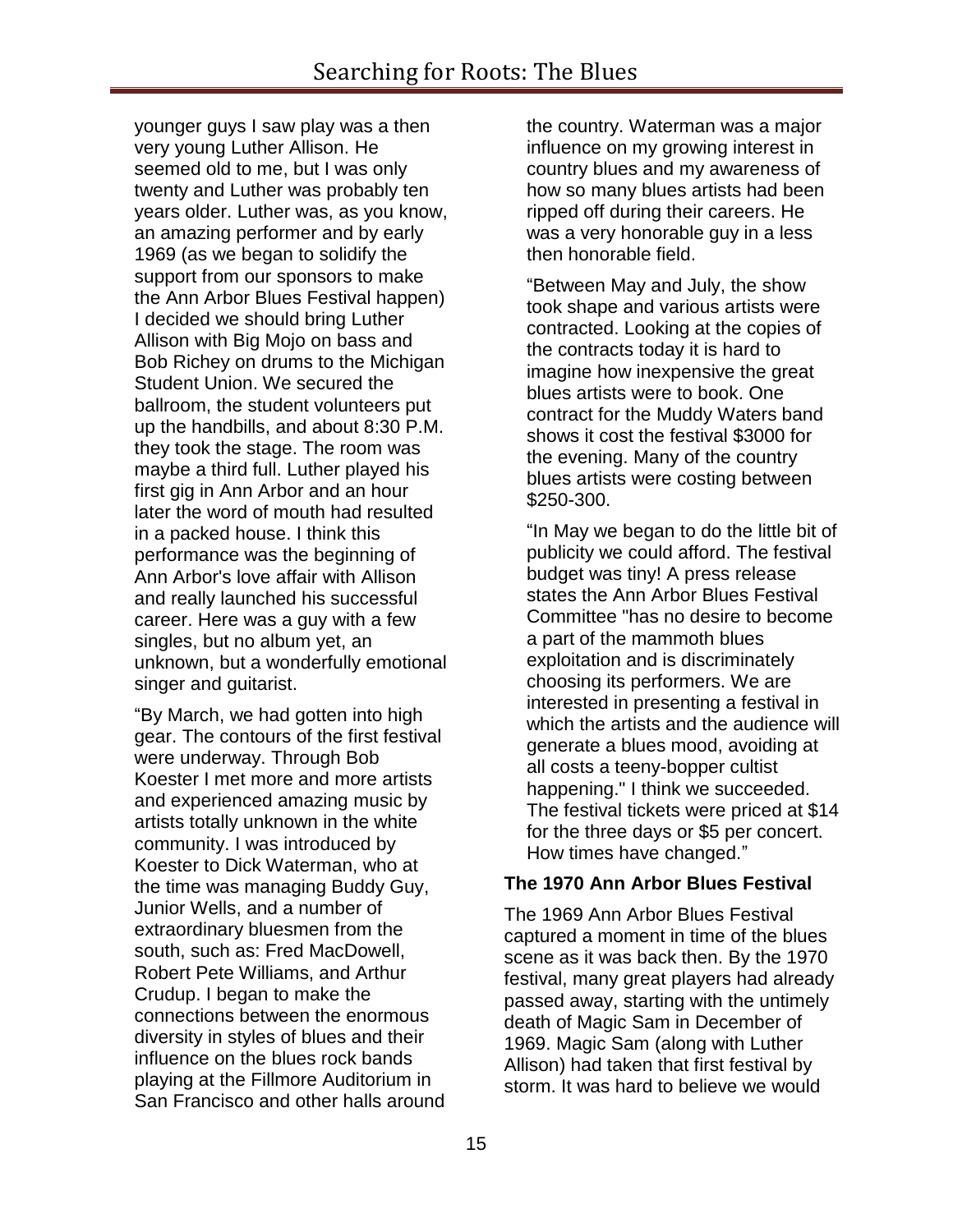younger guys I saw play was a then very young Luther Allison. He seemed old to me, but I was only twenty and Luther was probably ten years older. Luther was, as you know, an amazing performer and by early 1969 (as we began to solidify the support from our sponsors to make the Ann Arbor Blues Festival happen) I decided we should bring Luther Allison with Big Mojo on bass and Bob Richey on drums to the Michigan Student Union. We secured the ballroom, the student volunteers put up the handbills, and about 8:30 P.M. they took the stage. The room was maybe a third full. Luther played his first gig in Ann Arbor and an hour later the word of mouth had resulted in a packed house. I think this performance was the beginning of Ann Arbor's love affair with Allison and really launched his successful career. Here was a guy with a few singles, but no album yet, an unknown, but a wonderfully emotional singer and guitarist.

“By March, we had gotten into high gear. The contours of the first festival were underway. Through Bob Koester I met more and more artists and experienced amazing music by artists totally unknown in the white community. I was introduced by Koester to Dick Waterman, who at the time was managing Buddy Guy, Junior Wells, and a number of extraordinary bluesmen from the south, such as: Fred MacDowell, Robert Pete Williams, and Arthur Crudup. I began to make the connections between the enormous diversity in styles of blues and their influence on the blues rock bands playing at the Fillmore Auditorium in San Francisco and other halls around the country. Waterman was a major influence on my growing interest in country blues and my awareness of how so many blues artists had been ripped off during their careers. He was a very honorable guy in a less then honorable field.

“Between May and July, the show took shape and various artists were contracted. Looking at the copies of the contracts today it is hard to imagine how inexpensive the great blues artists were to book. One contract for the Muddy Waters band shows it cost the festival $3000 for the evening. Many of the country blues artists were costing between $250-300.

“In May we began to do the little bit of publicity we could afford. The festival budget was tiny! A press release states the Ann Arbor Blues Festival Committee "has no desire to become a part of the mammoth blues exploitation and is discriminately choosing its performers. We are interested in presenting a festival in which the artists and the audience will generate a blues mood, avoiding at all costs a teeny-bopper cultist happening." I think we succeeded. The festival tickets were priced at $14 for the three days or $5 per concert. How times have changed.”

### The 1970 Ann Arbor Blues Festival

The 1969 Ann Arbor Blues Festival captured a moment in time of the blues scene as it was back then. By the 1970 festival, many great players had already passed away, starting with the untimely death of Magic Sam in December of 1969. Magic Sam (along with Luther Allison) had taken that first festival by storm. It was hard to believe we would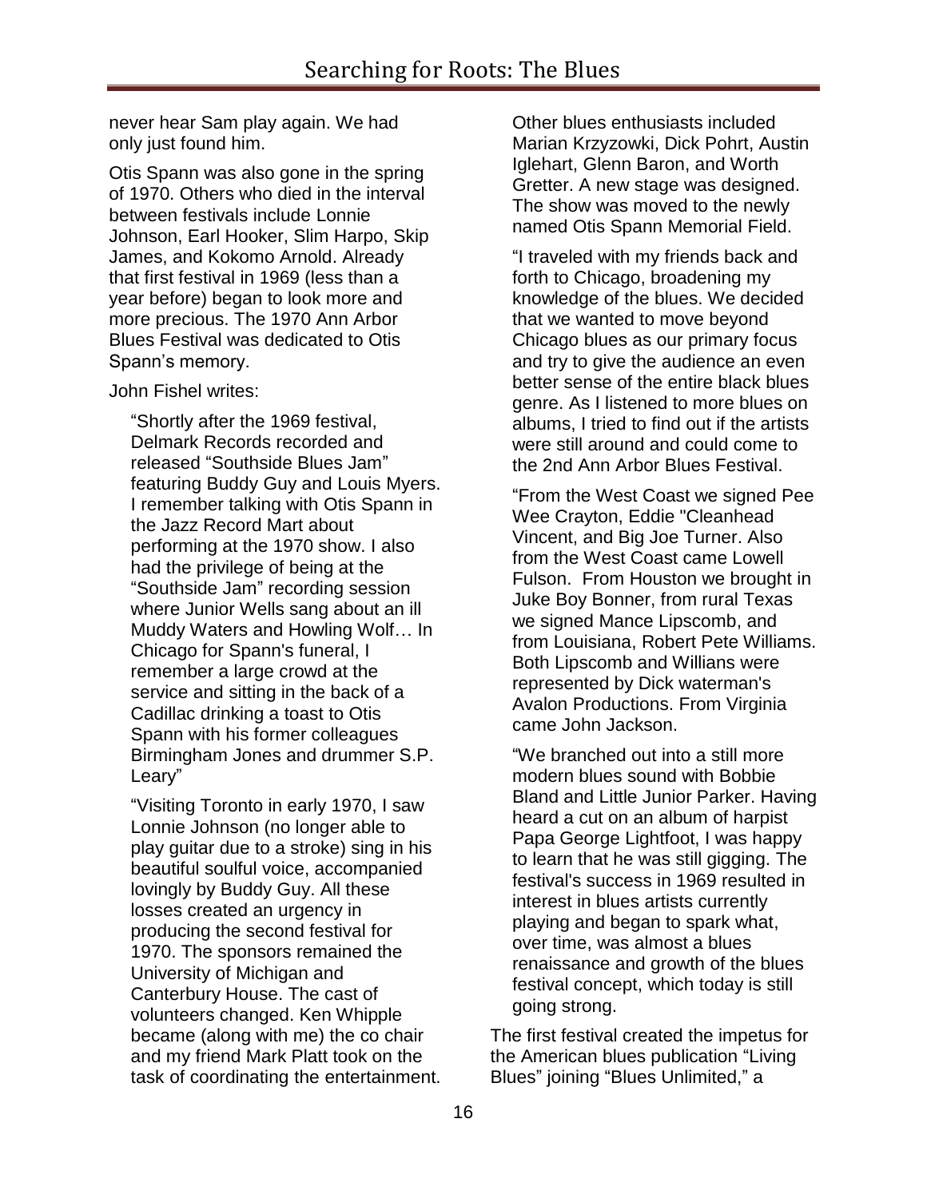never hear Sam play again. We had only just found him.

Otis Spann was also gone in the spring of 1970. Others who died in the interval between festivals include Lonnie Johnson, Earl Hooker, Slim Harpo, Skip James, and Kokomo Arnold. Already that first festival in 1969 (less than a year before) began to look more and more precious. The 1970 Ann Arbor Blues Festival was dedicated to Otis Spann's memory.

John Fishel writes:

> "Shortly after the 1969 festival, Delmark Records recorded and released "Southside Blues Jam" featuring Buddy Guy and Louis Myers. I remember talking with Otis Spann in the Jazz Record Mart about performing at the 1970 show. I also had the privilege of being at the "Southside Jam" recording session where Junior Wells sang about an ill Muddy Waters and Howling Wolf… In Chicago for Spann's funeral, I remember a large crowd at the service and sitting in the back of a Cadillac drinking a toast to Otis Spann with his former colleagues Birmingham Jones and drummer S.P. Leary"
>
> "Visiting Toronto in early 1970, I saw Lonnie Johnson (no longer able to play guitar due to a stroke) sing in his beautiful soulful voice, accompanied lovingly by Buddy Guy. All these losses created an urgency in producing the second festival for 1970. The sponsors remained the University of Michigan and Canterbury House. The cast of volunteers changed. Ken Whipple became (along with me) the co chair and my friend Mark Platt took on the task of coordinating the entertainment. Other blues enthusiasts included Marian Krzyzowki, Dick Pohrt, Austin Iglehart, Glenn Baron, and Worth Gretter. A new stage was designed. The show was moved to the newly named Otis Spann Memorial Field.
>
> "I traveled with my friends back and forth to Chicago, broadening my knowledge of the blues. We decided that we wanted to move beyond Chicago blues as our primary focus and try to give the audience an even better sense of the entire black blues genre. As I listened to more blues on albums, I tried to find out if the artists were still around and could come to the 2nd Ann Arbor Blues Festival.
>
> "From the West Coast we signed Pee Wee Crayton, Eddie "Cleanhead Vincent, and Big Joe Turner. Also from the West Coast came Lowell Fulson. From Houston we brought in Juke Boy Bonner, from rural Texas we signed Mance Lipscomb, and from Louisiana, Robert Pete Williams. Both Lipscomb and Willians were represented by Dick waterman's Avalon Productions. From Virginia came John Jackson.
>
> "We branched out into a still more modern blues sound with Bobbie Bland and Little Junior Parker. Having heard a cut on an album of harpist Papa George Lightfoot, I was happy to learn that he was still gigging. The festival's success in 1969 resulted in interest in blues artists currently playing and began to spark what, over time, was almost a blues renaissance and growth of the blues festival concept, which today is still going strong.

The first festival created the impetus for the American blues publication "Living Blues" joining "Blues Unlimited," a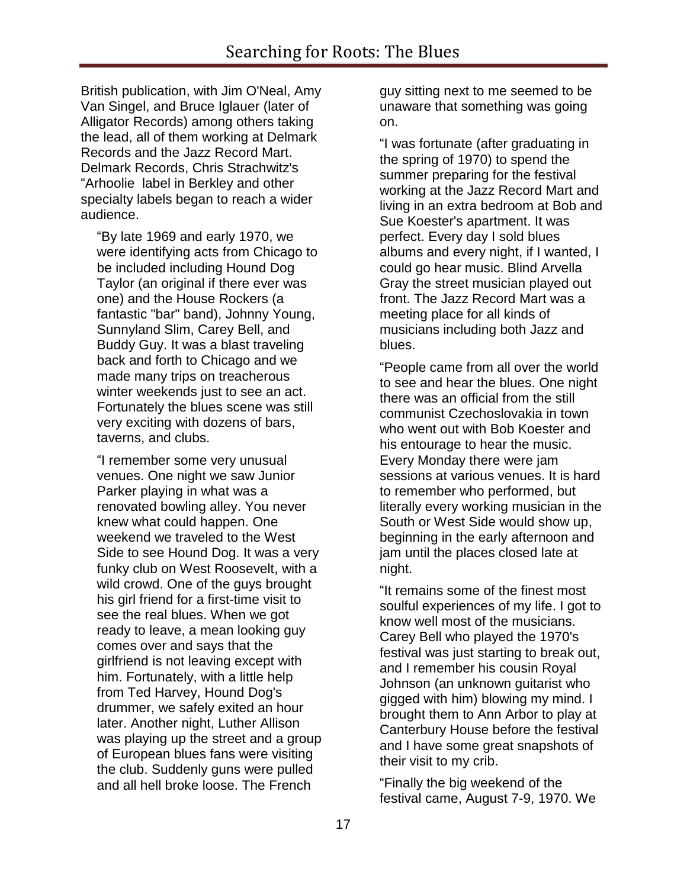British publication, with Jim O'Neal, Amy Van Singel, and Bruce Iglauer (later of Alligator Records) among others taking the lead, all of them working at Delmark Records and the Jazz Record Mart. Delmark Records, Chris Strachwitz's "Arhoolie label in Berkley and other specialty labels began to reach a wider audience.

"By late 1969 and early 1970, we were identifying acts from Chicago to be included including Hound Dog Taylor (an original if there ever was one) and the House Rockers (a fantastic "bar" band), Johnny Young, Sunnyland Slim, Carey Bell, and Buddy Guy. It was a blast traveling back and forth to Chicago and we made many trips on treacherous winter weekends just to see an act. Fortunately the blues scene was still very exciting with dozens of bars, taverns, and clubs.

"I remember some very unusual venues. One night we saw Junior Parker playing in what was a renovated bowling alley. You never knew what could happen. One weekend we traveled to the West Side to see Hound Dog. It was a very funky club on West Roosevelt, with a wild crowd. One of the guys brought his girl friend for a first-time visit to see the real blues. When we got ready to leave, a mean looking guy comes over and says that the girlfriend is not leaving except with him. Fortunately, with a little help from Ted Harvey, Hound Dog's drummer, we safely exited an hour later. Another night, Luther Allison was playing up the street and a group of European blues fans were visiting the club. Suddenly guns were pulled and all hell broke loose. The French guy sitting next to me seemed to be unaware that something was going on.

"I was fortunate (after graduating in the spring of 1970) to spend the summer preparing for the festival working at the Jazz Record Mart and living in an extra bedroom at Bob and Sue Koester's apartment. It was perfect. Every day I sold blues albums and every night, if I wanted, I could go hear music. Blind Arvella Gray the street musician played out front. The Jazz Record Mart was a meeting place for all kinds of musicians including both Jazz and blues.

"People came from all over the world to see and hear the blues. One night there was an official from the still communist Czechoslovakia in town who went out with Bob Koester and his entourage to hear the music. Every Monday there were jam sessions at various venues. It is hard to remember who performed, but literally every working musician in the South or West Side would show up, beginning in the early afternoon and jam until the places closed late at night.

"It remains some of the finest most soulful experiences of my life. I got to know well most of the musicians. Carey Bell who played the 1970's festival was just starting to break out, and I remember his cousin Royal Johnson (an unknown guitarist who gigged with him) blowing my mind. I brought them to Ann Arbor to play at Canterbury House before the festival and I have some great snapshots of their visit to my crib.

"Finally the big weekend of the festival came, August 7-9, 1970. We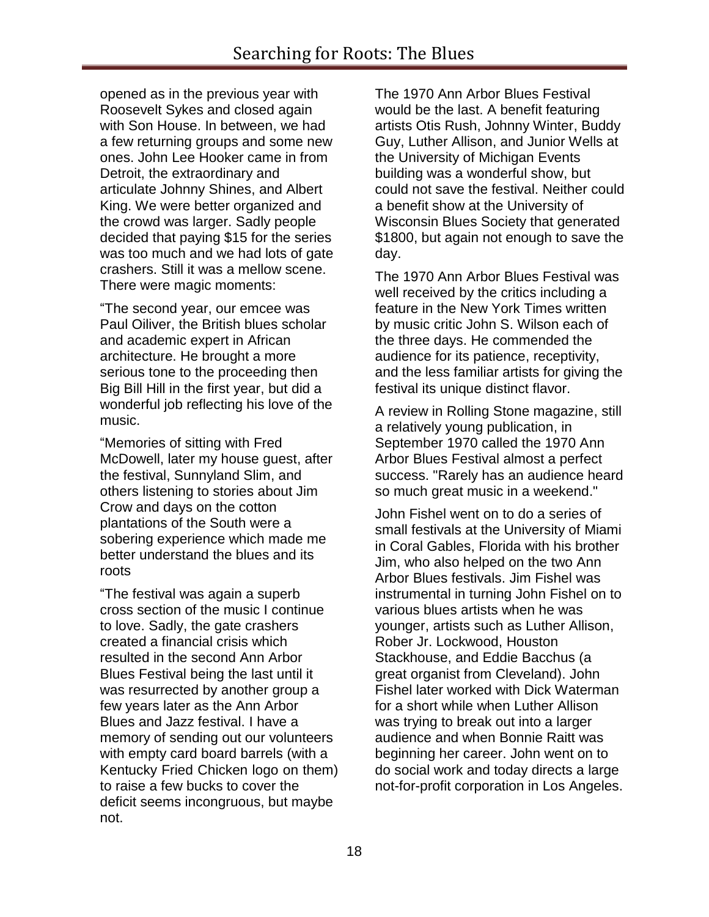opened as in the previous year with Roosevelt Sykes and closed again with Son House. In between, we had a few returning groups and some new ones. John Lee Hooker came in from Detroit, the extraordinary and articulate Johnny Shines, and Albert King. We were better organized and the crowd was larger. Sadly people decided that paying $15 for the series was too much and we had lots of gate crashers. Still it was a mellow scene. There were magic moments:

“The second year, our emcee was Paul Oiliver, the British blues scholar and academic expert in African architecture. He brought a more serious tone to the proceeding then Big Bill Hill in the first year, but did a wonderful job reflecting his love of the music.

“Memories of sitting with Fred McDowell, later my house guest, after the festival, Sunnyland Slim, and others listening to stories about Jim Crow and days on the cotton plantations of the South were a sobering experience which made me better understand the blues and its roots

“The festival was again a superb cross section of the music I continue to love. Sadly, the gate crashers created a financial crisis which resulted in the second Ann Arbor Blues Festival being the last until it was resurrected by another group a few years later as the Ann Arbor Blues and Jazz festival. I have a memory of sending out our volunteers with empty card board barrels (with a Kentucky Fried Chicken logo on them) to raise a few bucks to cover the deficit seems incongruous, but maybe not.

The 1970 Ann Arbor Blues Festival would be the last. A benefit featuring artists Otis Rush, Johnny Winter, Buddy Guy, Luther Allison, and Junior Wells at the University of Michigan Events building was a wonderful show, but could not save the festival. Neither could a benefit show at the University of Wisconsin Blues Society that generated $1800, but again not enough to save the day.

The 1970 Ann Arbor Blues Festival was well received by the critics including a feature in the New York Times written by music critic John S. Wilson each of the three days. He commended the audience for its patience, receptivity, and the less familiar artists for giving the festival its unique distinct flavor.

A review in Rolling Stone magazine, still a relatively young publication, in September 1970 called the 1970 Ann Arbor Blues Festival almost a perfect success. "Rarely has an audience heard so much great music in a weekend."

John Fishel went on to do a series of small festivals at the University of Miami in Coral Gables, Florida with his brother Jim, who also helped on the two Ann Arbor Blues festivals. Jim Fishel was instrumental in turning John Fishel on to various blues artists when he was younger, artists such as Luther Allison, Rober Jr. Lockwood, Houston Stackhouse, and Eddie Bacchus (a great organist from Cleveland). John Fishel later worked with Dick Waterman for a short while when Luther Allison was trying to break out into a larger audience and when Bonnie Raitt was beginning her career. John went on to do social work and today directs a large not-for-profit corporation in Los Angeles.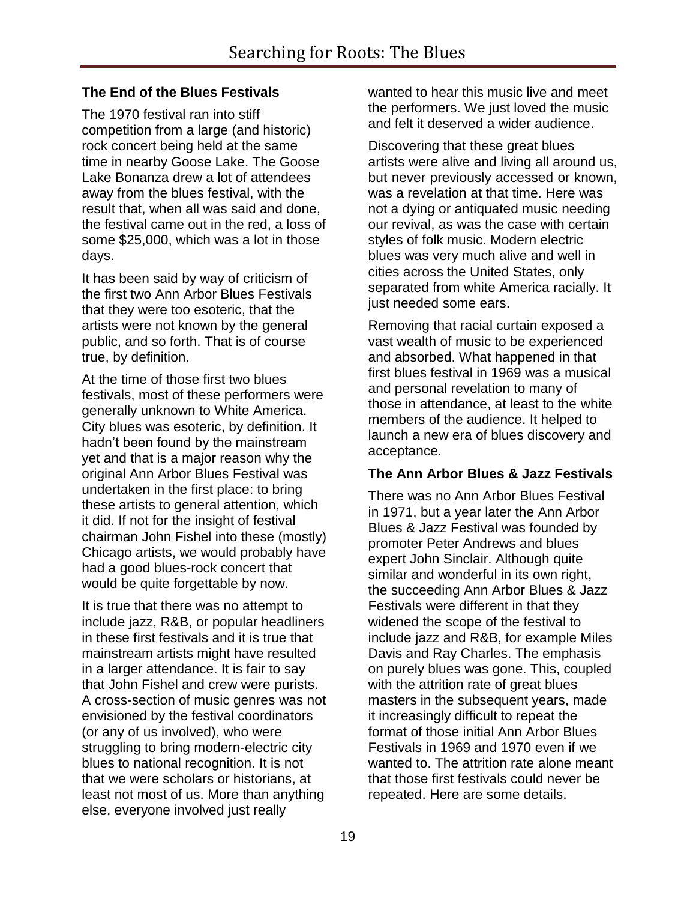### The End of the Blues Festivals

The 1970 festival ran into stiff competition from a large (and historic) rock concert being held at the same time in nearby Goose Lake. The Goose Lake Bonanza drew a lot of attendees away from the blues festival, with the result that, when all was said and done, the festival came out in the red, a loss of some $25,000, which was a lot in those days.

It has been said by way of criticism of the first two Ann Arbor Blues Festivals that they were too esoteric, that the artists were not known by the general public, and so forth. That is of course true, by definition.

At the time of those first two blues festivals, most of these performers were generally unknown to White America. City blues was esoteric, by definition. It hadn't been found by the mainstream yet and that is a major reason why the original Ann Arbor Blues Festival was undertaken in the first place: to bring these artists to general attention, which it did. If not for the insight of festival chairman John Fishel into these (mostly) Chicago artists, we would probably have had a good blues-rock concert that would be quite forgettable by now.

It is true that there was no attempt to include jazz, R&B, or popular headliners in these first festivals and it is true that mainstream artists might have resulted in a larger attendance. It is fair to say that John Fishel and crew were purists. A cross-section of music genres was not envisioned by the festival coordinators (or any of us involved), who were struggling to bring modern-electric city blues to national recognition. It is not that we were scholars or historians, at least not most of us. More than anything else, everyone involved just really wanted to hear this music live and meet the performers. We just loved the music and felt it deserved a wider audience.

Discovering that these great blues artists were alive and living all around us, but never previously accessed or known, was a revelation at that time. Here was not a dying or antiquated music needing our revival, as was the case with certain styles of folk music. Modern electric blues was very much alive and well in cities across the United States, only separated from white America racially. It just needed some ears.

Removing that racial curtain exposed a vast wealth of music to be experienced and absorbed. What happened in that first blues festival in 1969 was a musical and personal revelation to many of those in attendance, at least to the white members of the audience. It helped to launch a new era of blues discovery and acceptance.

### The Ann Arbor Blues & Jazz Festivals

There was no Ann Arbor Blues Festival in 1971, but a year later the Ann Arbor Blues & Jazz Festival was founded by promoter Peter Andrews and blues expert John Sinclair. Although quite similar and wonderful in its own right, the succeeding Ann Arbor Blues & Jazz Festivals were different in that they widened the scope of the festival to include jazz and R&B, for example Miles Davis and Ray Charles. The emphasis on purely blues was gone. This, coupled with the attrition rate of great blues masters in the subsequent years, made it increasingly difficult to repeat the format of those initial Ann Arbor Blues Festivals in 1969 and 1970 even if we wanted to. The attrition rate alone meant that those first festivals could never be repeated. Here are some details.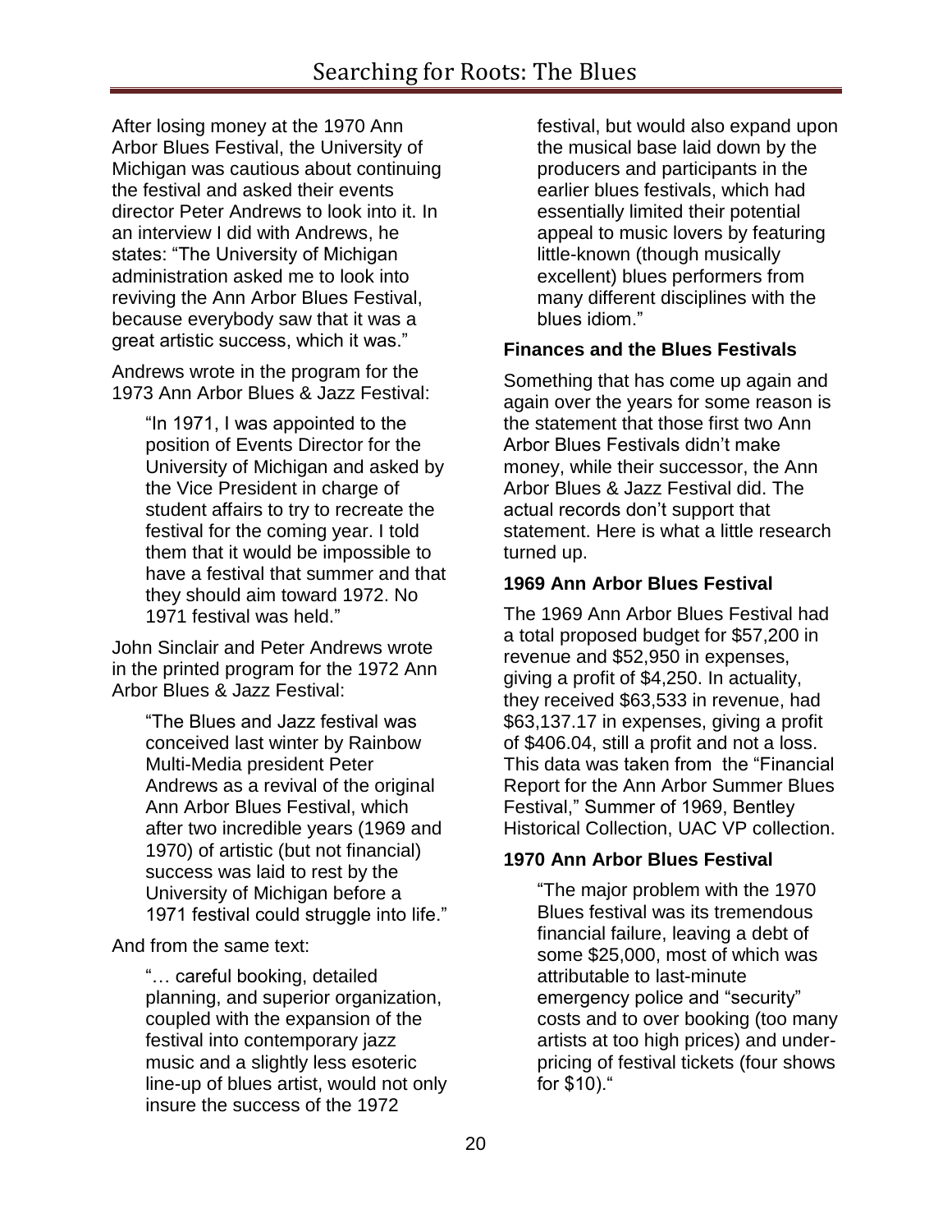After losing money at the 1970 Ann Arbor Blues Festival, the University of Michigan was cautious about continuing the festival and asked their events director Peter Andrews to look into it. In an interview I did with Andrews, he states: "The University of Michigan administration asked me to look into reviving the Ann Arbor Blues Festival, because everybody saw that it was a great artistic success, which it was."

Andrews wrote in the program for the 1973 Ann Arbor Blues & Jazz Festival:

> "In 1971, I was appointed to the position of Events Director for the University of Michigan and asked by the Vice President in charge of student affairs to try to recreate the festival for the coming year. I told them that it would be impossible to have a festival that summer and that they should aim toward 1972. No 1971 festival was held."

John Sinclair and Peter Andrews wrote in the printed program for the 1972 Ann Arbor Blues & Jazz Festival:

> "The Blues and Jazz festival was conceived last winter by Rainbow Multi-Media president Peter Andrews as a revival of the original Ann Arbor Blues Festival, which after two incredible years (1969 and 1970) of artistic (but not financial) success was laid to rest by the University of Michigan before a 1971 festival could struggle into life."

And from the same text:

> "… careful booking, detailed planning, and superior organization, coupled with the expansion of the festival into contemporary jazz music and a slightly less esoteric line-up of blues artist, would not only insure the success of the 1972 festival, but would also expand upon the musical base laid down by the producers and participants in the earlier blues festivals, which had essentially limited their potential appeal to music lovers by featuring little-known (though musically excellent) blues performers from many different disciplines with the blues idiom."

**Finances and the Blues Festivals**

Something that has come up again and again over the years for some reason is the statement that those first two Ann Arbor Blues Festivals didn't make money, while their successor, the Ann Arbor Blues & Jazz Festival did. The actual records don't support that statement. Here is what a little research turned up.

**1969 Ann Arbor Blues Festival**

The 1969 Ann Arbor Blues Festival had a total proposed budget for $57,200 in revenue and $52,950 in expenses, giving a profit of $4,250. In actuality, they received $63,533 in revenue, had $63,137.17 in expenses, giving a profit of $406.04, still a profit and not a loss. This data was taken from the "Financial Report for the Ann Arbor Summer Blues Festival," Summer of 1969, Bentley Historical Collection, UAC VP collection.

**1970 Ann Arbor Blues Festival**

> "The major problem with the 1970 Blues festival was its tremendous financial failure, leaving a debt of some $25,000, most of which was attributable to last-minute emergency police and "security" costs and to over booking (too many artists at too high prices) and under-pricing of festival tickets (four shows for $10)."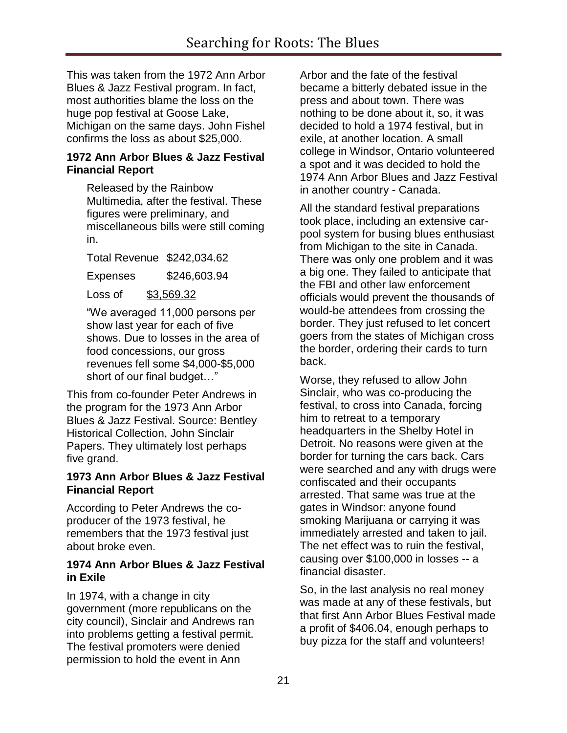This was taken from the 1972 Ann Arbor Blues & Jazz Festival program. In fact, most authorities blame the loss on the huge pop festival at Goose Lake, Michigan on the same days. John Fishel confirms the loss as about $25,000.

**1972 Ann Arbor Blues & Jazz Festival Financial Report**

> Released by the Rainbow Multimedia, after the festival. These figures were preliminary, and miscellaneous bills were still coming in.
>
> Total Revenue $242,034.62
>
> Expenses $246,603.94
>
> Loss of $3,569.32
>
> "We averaged 11,000 persons per show last year for each of five shows. Due to losses in the area of food concessions, our gross revenues fell some $4,000-$5,000 short of our final budget…"

This from co-founder Peter Andrews in the program for the 1973 Ann Arbor Blues & Jazz Festival. Source: Bentley Historical Collection, John Sinclair Papers. They ultimately lost perhaps five grand.

**1973 Ann Arbor Blues & Jazz Festival Financial Report**

According to Peter Andrews the co-producer of the 1973 festival, he remembers that the 1973 festival just about broke even.

**1974 Ann Arbor Blues & Jazz Festival in Exile**

In 1974, with a change in city government (more republicans on the city council), Sinclair and Andrews ran into problems getting a festival permit. The festival promoters were denied permission to hold the event in Ann Arbor and the fate of the festival became a bitterly debated issue in the press and about town. There was nothing to be done about it, so, it was decided to hold a 1974 festival, but in exile, at another location. A small college in Windsor, Ontario volunteered a spot and it was decided to hold the 1974 Ann Arbor Blues and Jazz Festival in another country - Canada.

All the standard festival preparations took place, including an extensive car-pool system for busing blues enthusiast from Michigan to the site in Canada. There was only one problem and it was a big one. They failed to anticipate that the FBI and other law enforcement officials would prevent the thousands of would-be attendees from crossing the border. They just refused to let concert goers from the states of Michigan cross the border, ordering their cards to turn back.

Worse, they refused to allow John Sinclair, who was co-producing the festival, to cross into Canada, forcing him to retreat to a temporary headquarters in the Shelby Hotel in Detroit. No reasons were given at the border for turning the cars back. Cars were searched and any with drugs were confiscated and their occupants arrested. That same was true at the gates in Windsor: anyone found smoking Marijuana or carrying it was immediately arrested and taken to jail. The net effect was to ruin the festival, causing over $100,000 in losses -- a financial disaster.

So, in the last analysis no real money was made at any of these festivals, but that first Ann Arbor Blues Festival made a profit of $406.04, enough perhaps to buy pizza for the staff and volunteers!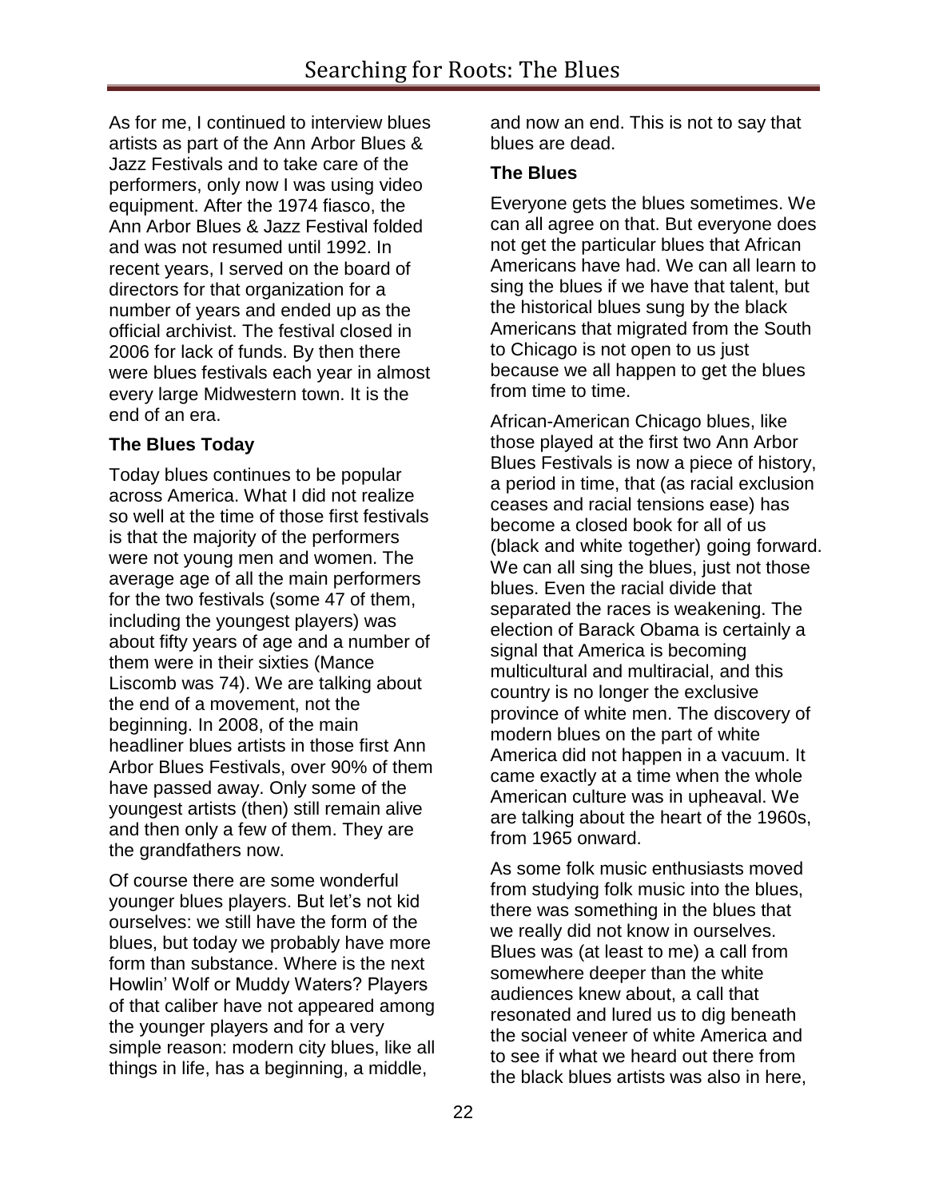As for me, I continued to interview blues artists as part of the Ann Arbor Blues & Jazz Festivals and to take care of the performers, only now I was using video equipment. After the 1974 fiasco, the Ann Arbor Blues & Jazz Festival folded and was not resumed until 1992. In recent years, I served on the board of directors for that organization for a number of years and ended up as the official archivist. The festival closed in 2006 for lack of funds. By then there were blues festivals each year in almost every large Midwestern town. It is the end of an era.

### The Blues Today

Today blues continues to be popular across America. What I did not realize so well at the time of those first festivals is that the majority of the performers were not young men and women. The average age of all the main performers for the two festivals (some 47 of them, including the youngest players) was about fifty years of age and a number of them were in their sixties (Mance Liscomb was 74). We are talking about the end of a movement, not the beginning. In 2008, of the main headliner blues artists in those first Ann Arbor Blues Festivals, over 90% of them have passed away. Only some of the youngest artists (then) still remain alive and then only a few of them. They are the grandfathers now.

Of course there are some wonderful younger blues players. But let's not kid ourselves: we still have the form of the blues, but today we probably have more form than substance. Where is the next Howlin' Wolf or Muddy Waters? Players of that caliber have not appeared among the younger players and for a very simple reason: modern city blues, like all things in life, has a beginning, a middle, and now an end. This is not to say that blues are dead.

### The Blues

Everyone gets the blues sometimes. We can all agree on that. But everyone does not get the particular blues that African Americans have had. We can all learn to sing the blues if we have that talent, but the historical blues sung by the black Americans that migrated from the South to Chicago is not open to us just because we all happen to get the blues from time to time.

African-American Chicago blues, like those played at the first two Ann Arbor Blues Festivals is now a piece of history, a period in time, that (as racial exclusion ceases and racial tensions ease) has become a closed book for all of us (black and white together) going forward. We can all sing the blues, just not those blues. Even the racial divide that separated the races is weakening. The election of Barack Obama is certainly a signal that America is becoming multicultural and multiracial, and this country is no longer the exclusive province of white men. The discovery of modern blues on the part of white America did not happen in a vacuum. It came exactly at a time when the whole American culture was in upheaval. We are talking about the heart of the 1960s, from 1965 onward.

As some folk music enthusiasts moved from studying folk music into the blues, there was something in the blues that we really did not know in ourselves. Blues was (at least to me) a call from somewhere deeper than the white audiences knew about, a call that resonated and lured us to dig beneath the social veneer of white America and to see if what we heard out there from the black blues artists was also in here,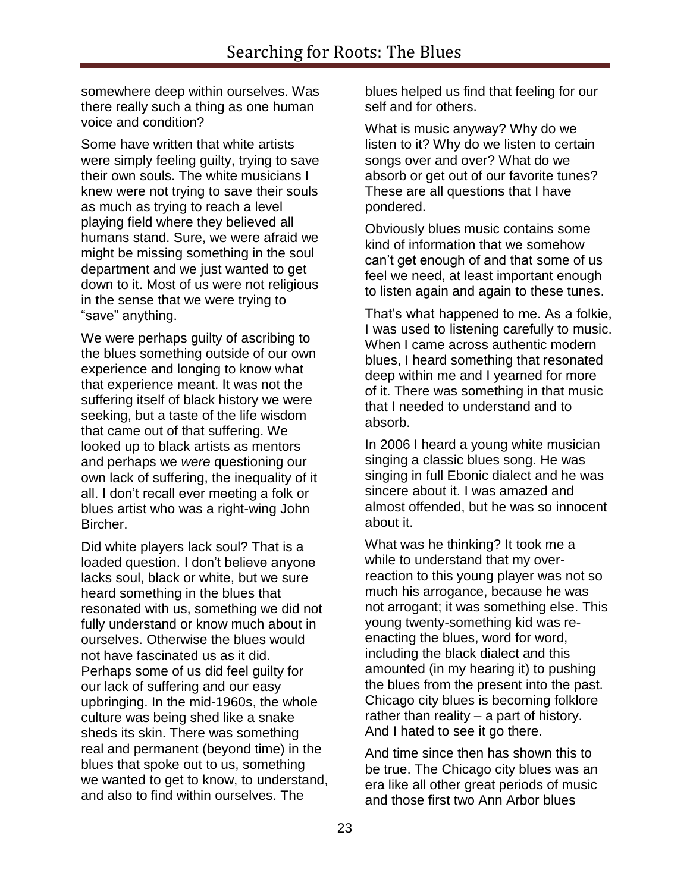somewhere deep within ourselves. Was there really such a thing as one human voice and condition?

Some have written that white artists were simply feeling guilty, trying to save their own souls. The white musicians I knew were not trying to save their souls as much as trying to reach a level playing field where they believed all humans stand. Sure, we were afraid we might be missing something in the soul department and we just wanted to get down to it. Most of us were not religious in the sense that we were trying to "save" anything.

We were perhaps guilty of ascribing to the blues something outside of our own experience and longing to know what that experience meant. It was not the suffering itself of black history we were seeking, but a taste of the life wisdom that came out of that suffering. We looked up to black artists as mentors and perhaps we *were* questioning our own lack of suffering, the inequality of it all. I don't recall ever meeting a folk or blues artist who was a right-wing John Bircher.

Did white players lack soul? That is a loaded question. I don't believe anyone lacks soul, black or white, but we sure heard something in the blues that resonated with us, something we did not fully understand or know much about in ourselves. Otherwise the blues would not have fascinated us as it did. Perhaps some of us did feel guilty for our lack of suffering and our easy upbringing. In the mid-1960s, the whole culture was being shed like a snake sheds its skin. There was something real and permanent (beyond time) in the blues that spoke out to us, something we wanted to get to know, to understand, and also to find within ourselves. The blues helped us find that feeling for our self and for others.

What is music anyway? Why do we listen to it? Why do we listen to certain songs over and over? What do we absorb or get out of our favorite tunes? These are all questions that I have pondered.

Obviously blues music contains some kind of information that we somehow can't get enough of and that some of us feel we need, at least important enough to listen again and again to these tunes.

That's what happened to me. As a folkie, I was used to listening carefully to music. When I came across authentic modern blues, I heard something that resonated deep within me and I yearned for more of it. There was something in that music that I needed to understand and to absorb.

In 2006 I heard a young white musician singing a classic blues song. He was singing in full Ebonic dialect and he was sincere about it. I was amazed and almost offended, but he was so innocent about it.

What was he thinking? It took me a while to understand that my over-reaction to this young player was not so much his arrogance, because he was not arrogant; it was something else. This young twenty-something kid was re-enacting the blues, word for word, including the black dialect and this amounted (in my hearing it) to pushing the blues from the present into the past. Chicago city blues is becoming folklore rather than reality – a part of history. And I hated to see it go there.

And time since then has shown this to be true. The Chicago city blues was an era like all other great periods of music and those first two Ann Arbor blues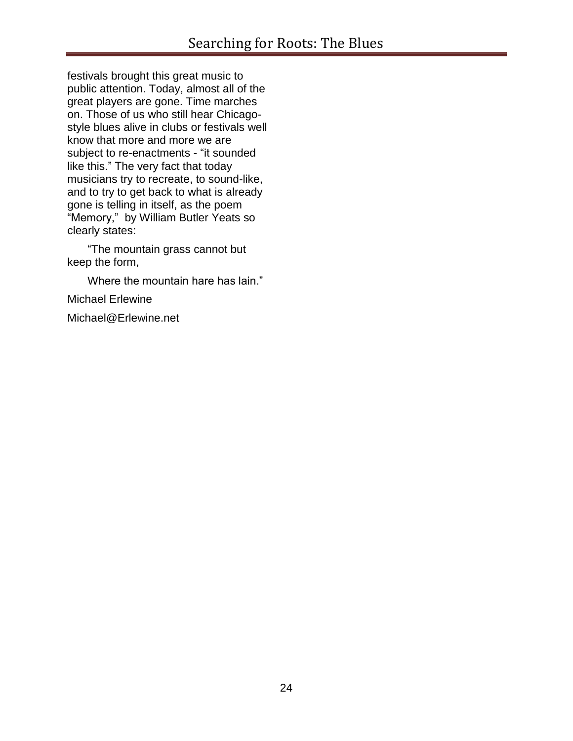festivals brought this great music to public attention. Today, almost all of the great players are gone. Time marches on. Those of us who still hear Chicago-style blues alive in clubs or festivals well know that more and more we are subject to re-enactments - "it sounded like this." The very fact that today musicians try to recreate, to sound-like, and to try to get back to what is already gone is telling in itself, as the poem "Memory," by William Butler Yeats so clearly states:

"The mountain grass cannot but keep the form,

Where the mountain hare has lain."

Michael Erlewine

Michael@Erlewine.net